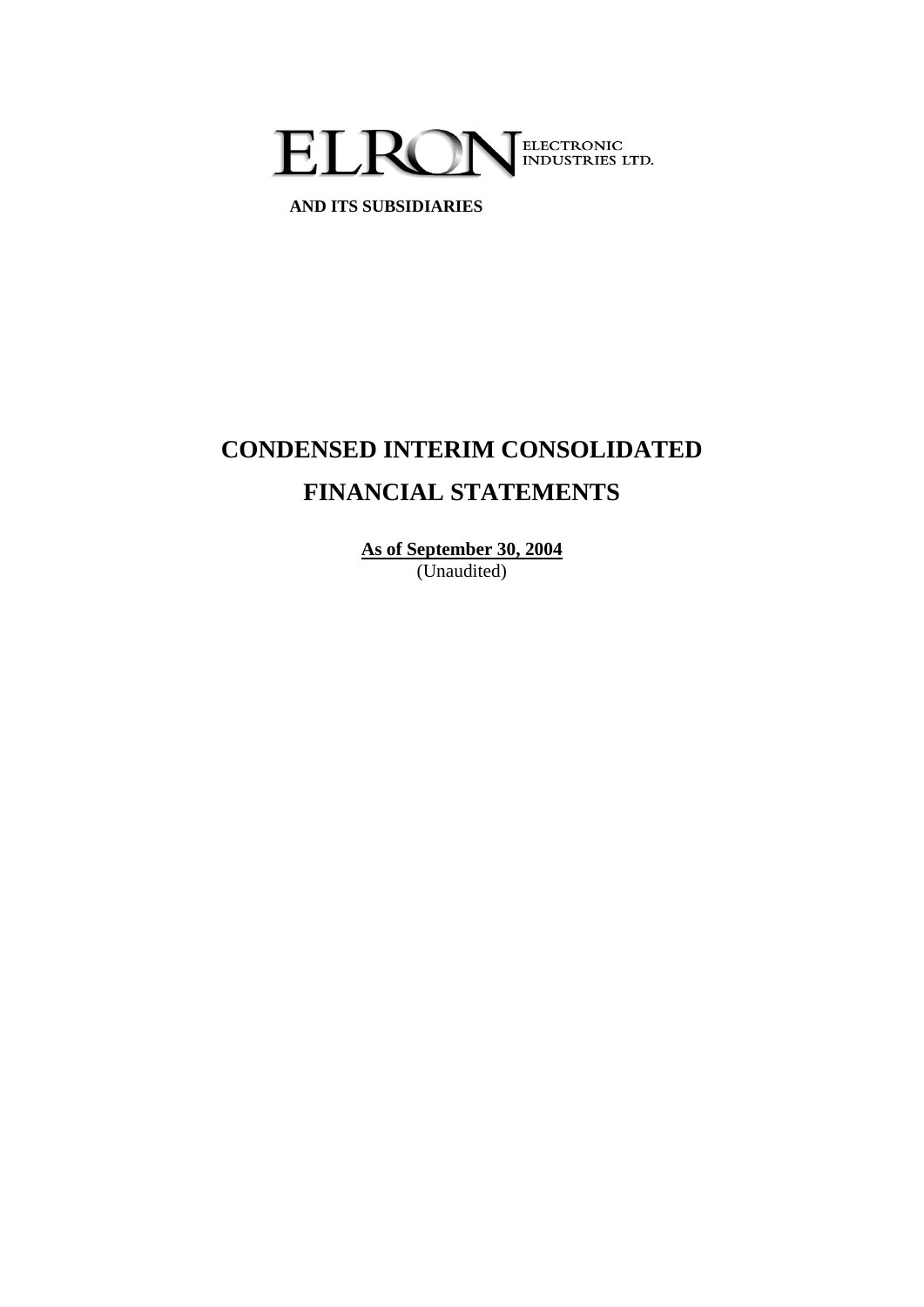# ELRON ELECTRONIC INDUSTRIES LTD.

**AND ITS SUBSIDIARIES**

# CONDENSED INTERIM CONSOLIDATED FINANCIAL STATEMENTS

**As of September 30, 2004**
(Unaudited)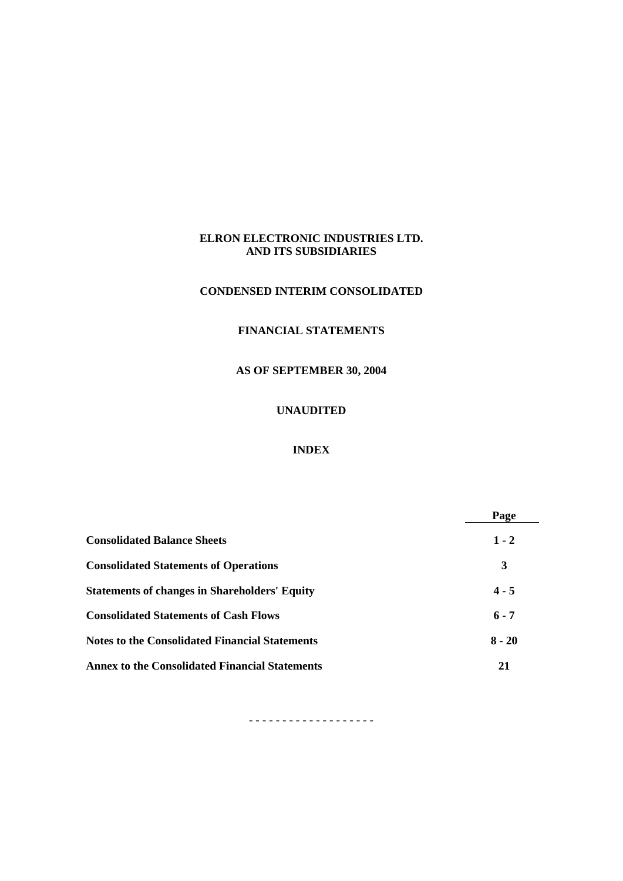**ELRON ELECTRONIC INDUSTRIES LTD.**
**AND ITS SUBSIDIARIES**

**CONDENSED INTERIM CONSOLIDATED**

**FINANCIAL STATEMENTS**

**AS OF SEPTEMBER 30, 2004**

**UNAUDITED**

**INDEX**

| | Page |
|---|---|
| **Consolidated Balance Sheets** | **1 - 2** |
| **Consolidated Statements of Operations** | **3** |
| **Statements of changes in Shareholders' Equity** | **4 - 5** |
| **Consolidated Statements of Cash Flows** | **6 - 7** |
| **Notes to the Consolidated Financial Statements** | **8 - 20** |
| **Annex to the Consolidated Financial Statements** | **21** |

- - - - - - - - - - - - - - - - - -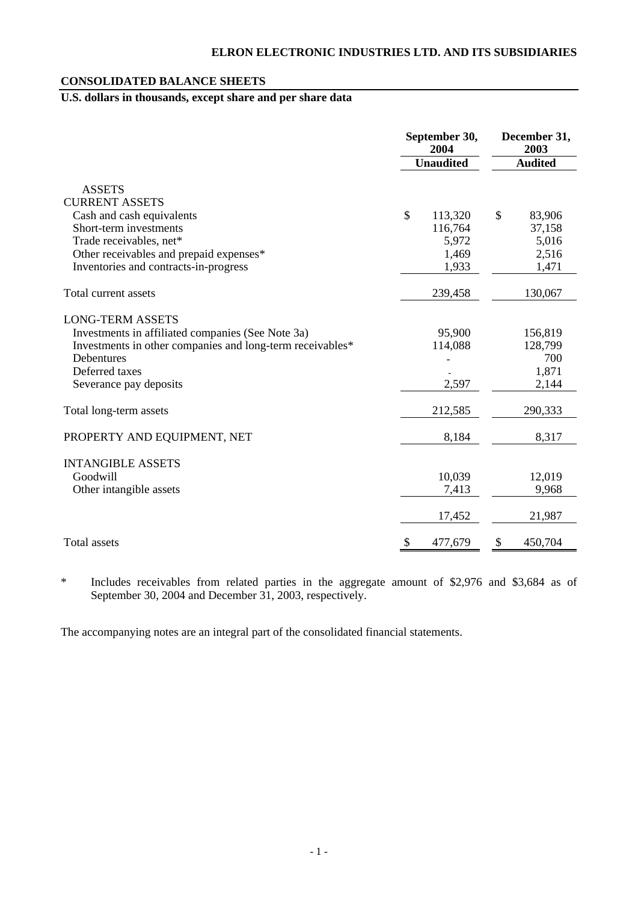## ELRON ELECTRONIC INDUSTRIES LTD. AND ITS SUBSIDIARIES

## CONSOLIDATED BALANCE SHEETS

**U.S. dollars in thousands, except share and per share data**

| | September 30, 2004 | December 31, 2003 |
|---|---|---|
| | **Unaudited** | **Audited** |
| **ASSETS** | | |
| **CURRENT ASSETS** | | |
| Cash and cash equivalents | $ 113,320 | $ 83,906 |
| Short-term investments | 116,764 | 37,158 |
| Trade receivables, net* | 5,972 | 5,016 |
| Other receivables and prepaid expenses* | 1,469 | 2,516 |
| Inventories and contracts-in-progress | 1,933 | 1,471 |
| Total current assets | 239,458 | 130,067 |
| **LONG-TERM ASSETS** | | |
| Investments in affiliated companies (See Note 3a) | 95,900 | 156,819 |
| Investments in other companies and long-term receivables* | 114,088 | 128,799 |
| Debentures | - | 700 |
| Deferred taxes | - | 1,871 |
| Severance pay deposits | 2,597 | 2,144 |
| Total long-term assets | 212,585 | 290,333 |
| PROPERTY AND EQUIPMENT, NET | 8,184 | 8,317 |
| **INTANGIBLE ASSETS** | | |
| Goodwill | 10,039 | 12,019 |
| Other intangible assets | 7,413 | 9,968 |
| | 17,452 | 21,987 |
| Total assets | $ 477,679 | $ 450,704 |

\* Includes receivables from related parties in the aggregate amount of $2,976 and $3,684 as of September 30, 2004 and December 31, 2003, respectively.

The accompanying notes are an integral part of the consolidated financial statements.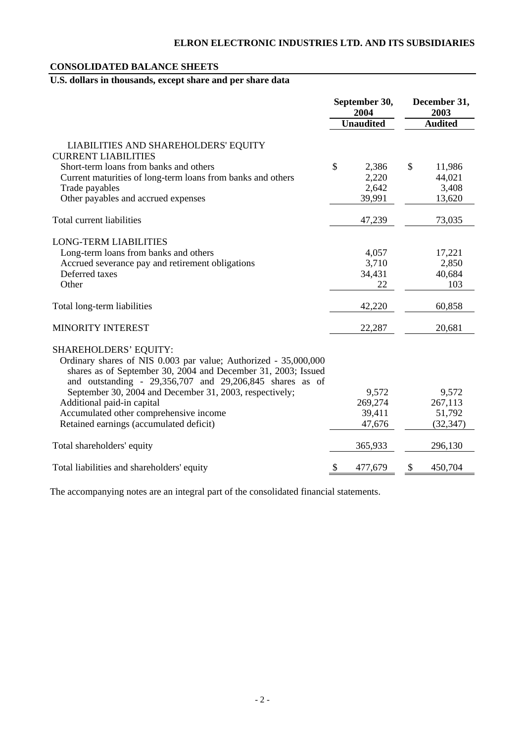**ELRON ELECTRONIC INDUSTRIES LTD. AND ITS SUBSIDIARIES**

**CONSOLIDATED BALANCE SHEETS**

**U.S. dollars in thousands, except share and per share data**

| | September 30, 2004 | December 31, 2003 |
|---|---|---|
| | **Unaudited** | **Audited** |
| LIABILITIES AND SHAREHOLDERS' EQUITY | | |
| CURRENT LIABILITIES | | |
| Short-term loans from banks and others | $ 2,386 | $ 11,986 |
| Current maturities of long-term loans from banks and others | 2,220 | 44,021 |
| Trade payables | 2,642 | 3,408 |
| Other payables and accrued expenses | 39,991 | 13,620 |
| Total current liabilities | 47,239 | 73,035 |
| LONG-TERM LIABILITIES | | |
| Long-term loans from banks and others | 4,057 | 17,221 |
| Accrued severance pay and retirement obligations | 3,710 | 2,850 |
| Deferred taxes | 34,431 | 40,684 |
| Other | 22 | 103 |
| Total long-term liabilities | 42,220 | 60,858 |
| MINORITY INTEREST | 22,287 | 20,681 |
| SHAREHOLDERS' EQUITY: | | |
| Ordinary shares of NIS 0.003 par value; Authorized - 35,000,000 shares as of September 30, 2004 and December 31, 2003; Issued and outstanding - 29,356,707 and 29,206,845 shares as of September 30, 2004 and December 31, 2003, respectively; | 9,572 | 9,572 |
| Additional paid-in capital | 269,274 | 267,113 |
| Accumulated other comprehensive income | 39,411 | 51,792 |
| Retained earnings (accumulated deficit) | 47,676 | (32,347) |
| Total shareholders' equity | 365,933 | 296,130 |
| Total liabilities and shareholders' equity | $ 477,679 | $ 450,704 |

The accompanying notes are an integral part of the consolidated financial statements.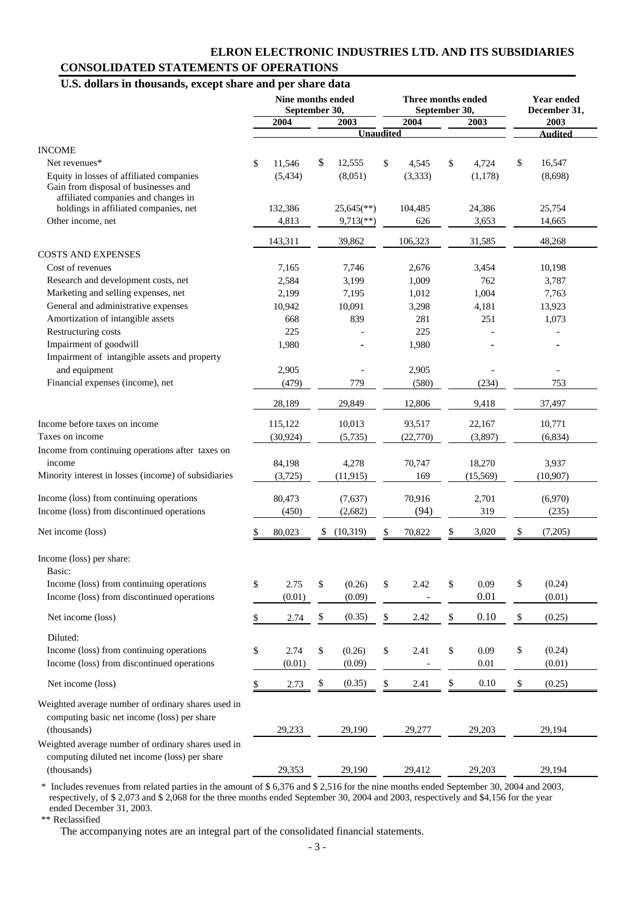**ELRON ELECTRONIC INDUSTRIES LTD. AND ITS SUBSIDIARIES**

## CONSOLIDATED STATEMENTS OF OPERATIONS

**U.S. dollars in thousands, except share and per share data**

| | Nine months ended September 30, | | Three months ended September 30, | | Year ended December 31, |
|---|---|---|---|---|---|
| | 2004 | 2003 | 2004 | 2003 | 2003 |
| | Unaudited | | | | Audited |
| **INCOME** | | | | | |
| Net revenues* | $ 11,546 | $ 12,555 | $ 4,545 | $ 4,724 | $ 16,547 |
| Equity in losses of affiliated companies | (5,434) | (8,051) | (3,333) | (1,178) | (8,698) |
| Gain from disposal of businesses and affiliated companies and changes in holdings in affiliated companies, net | 132,386 | 25,645(**) | 104,485 | 24,386 | 25,754 |
| Other income, net | 4,813 | 9,713(**) | 626 | 3,653 | 14,665 |
| | 143,311 | 39,862 | 106,323 | 31,585 | 48,268 |
| **COSTS AND EXPENSES** | | | | | |
| Cost of revenues | 7,165 | 7,746 | 2,676 | 3,454 | 10,198 |
| Research and development costs, net | 2,584 | 3,199 | 1,009 | 762 | 3,787 |
| Marketing and selling expenses, net | 2,199 | 7,195 | 1,012 | 1,004 | 7,763 |
| General and administrative expenses | 10,942 | 10,091 | 3,298 | 4,181 | 13,923 |
| Amortization of intangible assets | 668 | 839 | 281 | 251 | 1,073 |
| Restructuring costs | 225 | - | 225 | - | - |
| Impairment of goodwill | 1,980 | - | 1,980 | - | - |
| Impairment of intangible assets and property and equipment | 2,905 | - | 2,905 | - | - |
| Financial expenses (income), net | (479) | 779 | (580) | (234) | 753 |
| | 28,189 | 29,849 | 12,806 | 9,418 | 37,497 |
| Income before taxes on income | 115,122 | 10,013 | 93,517 | 22,167 | 10,771 |
| Taxes on income | (30,924) | (5,735) | (22,770) | (3,897) | (6,834) |
| Income from continuing operations after taxes on income | 84,198 | 4,278 | 70,747 | 18,270 | 3,937 |
| Minority interest in losses (income) of subsidiaries | (3,725) | (11,915) | 169 | (15,569) | (10,907) |
| Income (loss) from continuing operations | 80,473 | (7,637) | 70,916 | 2,701 | (6,970) |
| Income (loss) from discontinued operations | (450) | (2,682) | (94) | 319 | (235) |
| Net income (loss) | $ 80,023 | $ (10,319) | $ 70,822 | $ 3,020 | $ (7,205) |
| Income (loss) per share: | | | | | |
| Basic: | | | | | |
| Income (loss) from continuing operations | $ 2.75 | $ (0.26) | $ 2.42 | $ 0.09 | $ (0.24) |
| Income (loss) from discontinued operations | (0.01) | (0.09) | - | 0.01 | (0.01) |
| Net income (loss) | $ 2.74 | $ (0.35) | $ 2.42 | $ 0.10 | $ (0.25) |
| Diluted: | | | | | |
| Income (loss) from continuing operations | $ 2.74 | $ (0.26) | $ 2.41 | $ 0.09 | $ (0.24) |
| Income (loss) from discontinued operations | (0.01) | (0.09) | - | 0.01 | (0.01) |
| Net income (loss) | $ 2.73 | $ (0.35) | $ 2.41 | $ 0.10 | $ (0.25) |
| Weighted average number of ordinary shares used in computing basic net income (loss) per share (thousands) | 29,233 | 29,190 | 29,277 | 29,203 | 29,194 |
| Weighted average number of ordinary shares used in computing diluted net income (loss) per share (thousands) | 29,353 | 29,190 | 29,412 | 29,203 | 29,194 |

\* Includes revenues from related parties in the amount of $ 6,376 and $ 2,516 for the nine months ended September 30, 2004 and 2003, respectively, of $ 2,073 and $ 2,068 for the three months ended September 30, 2004 and 2003, respectively and $4,156 for the year ended December 31, 2003.

** Reclassified

The accompanying notes are an integral part of the consolidated financial statements.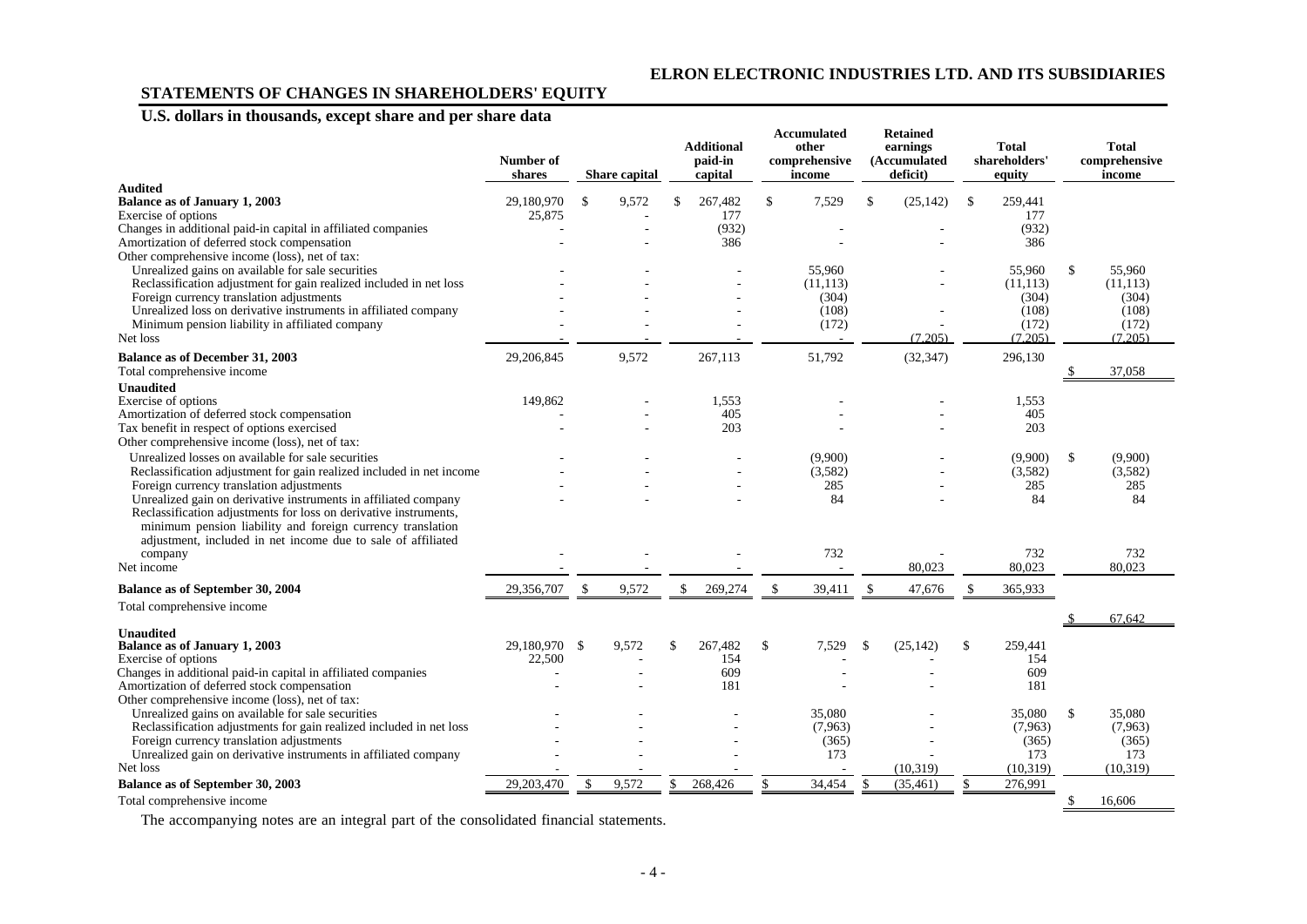## ELRON ELECTRONIC INDUSTRIES LTD. AND ITS SUBSIDIARIES

## STATEMENTS OF CHANGES IN SHAREHOLDERS' EQUITY

### U.S. dollars in thousands, except share and per share data

| | Number of shares | Share capital | Additional paid-in capital | Accumulated other comprehensive income | Retained earnings (Accumulated deficit) | Total shareholders' equity | Total comprehensive income |
|---|---|---|---|---|---|---|---|
| **Audited** | | | | | | | |
| **Balance as of January 1, 2003** | 29,180,970 | $ 9,572 | $ 267,482 | $ 7,529 | $ (25,142) | $ 259,441 | |
| Exercise of options | 25,875 | - | 177 | | | 177 | |
| Changes in additional paid-in capital in affiliated companies | - | - | (932) | - | - | (932) | |
| Amortization of deferred stock compensation | - | - | 386 | - | - | 386 | |
| Other comprehensive income (loss), net of tax: | | | | | | | |
| Unrealized gains on available for sale securities | - | - | - | 55,960 | - | 55,960 | $ 55,960 |
| Reclassification adjustment for gain realized included in net loss | - | - | - | (11,113) | - | (11,113) | (11,113) |
| Foreign currency translation adjustments | - | - | - | (304) | | (304) | (304) |
| Unrealized loss on derivative instruments in affiliated company | - | - | - | (108) | - | (108) | (108) |
| Minimum pension liability in affiliated company | - | - | - | (172) | - | (172) | (172) |
| Net loss | - | - | - | - | (7,205) | (7,205) | (7,205) |
| **Balance as of December 31, 2003** | 29,206,845 | 9,572 | 267,113 | 51,792 | (32,347) | 296,130 | |
| Total comprehensive income | | | | | | | $ 37,058 |
| **Unaudited** | | | | | | | |
| Exercise of options | 149,862 | - | 1,553 | - | - | 1,553 | |
| Amortization of deferred stock compensation | - | - | 405 | - | - | 405 | |
| Tax benefit in respect of options exercised | - | - | 203 | - | - | 203 | |
| Other comprehensive income (loss), net of tax: | | | | | | | |
| Unrealized losses on available for sale securities | - | - | - | (9,900) | - | (9,900) | $ (9,900) |
| Reclassification adjustment for gain realized included in net income | - | - | - | (3,582) | - | (3,582) | (3,582) |
| Foreign currency translation adjustments | - | - | - | 285 | - | 285 | 285 |
| Unrealized gain on derivative instruments in affiliated company | - | - | - | 84 | - | 84 | 84 |
| Reclassification adjustments for loss on derivative instruments, minimum pension liability and foreign currency translation adjustment, included in net income due to sale of affiliated company | - | - | - | 732 | - | 732 | 732 |
| Net income | - | - | - | - | 80,023 | 80,023 | 80,023 |
| **Balance as of September 30, 2004** | 29,356,707 | $ 9,572 | $ 269,274 | $ 39,411 | $ 47,676 | $ 365,933 | |
| Total comprehensive income | | | | | | | $ 67,642 |
| **Unaudited** | | | | | | | |
| **Balance as of January 1, 2003** | 29,180,970 | $ 9,572 | $ 267,482 | $ 7,529 | $ (25,142) | $ 259,441 | |
| Exercise of options | 22,500 | - | 154 | - | - | 154 | |
| Changes in additional paid-in capital in affiliated companies | - | - | 609 | - | - | 609 | |
| Amortization of deferred stock compensation | - | - | 181 | - | - | 181 | |
| Other comprehensive income (loss), net of tax: | | | | | | | |
| Unrealized gains on available for sale securities | - | - | - | 35,080 | - | 35,080 | $ 35,080 |
| Reclassification adjustments for gain realized included in net loss | - | - | - | (7,963) | - | (7,963) | (7,963) |
| Foreign currency translation adjustments | - | - | - | (365) | - | (365) | (365) |
| Unrealized gain on derivative instruments in affiliated company | - | - | - | 173 | - | 173 | 173 |
| Net loss | - | - | - | - | (10,319) | (10,319) | (10,319) |
| **Balance as of September 30, 2003** | 29,203,470 | $ 9,572 | $ 268,426 | $ 34,454 | $ (35,461) | $ 276,991 | |
| Total comprehensive income | | | | | | | $ 16,606 |

The accompanying notes are an integral part of the consolidated financial statements.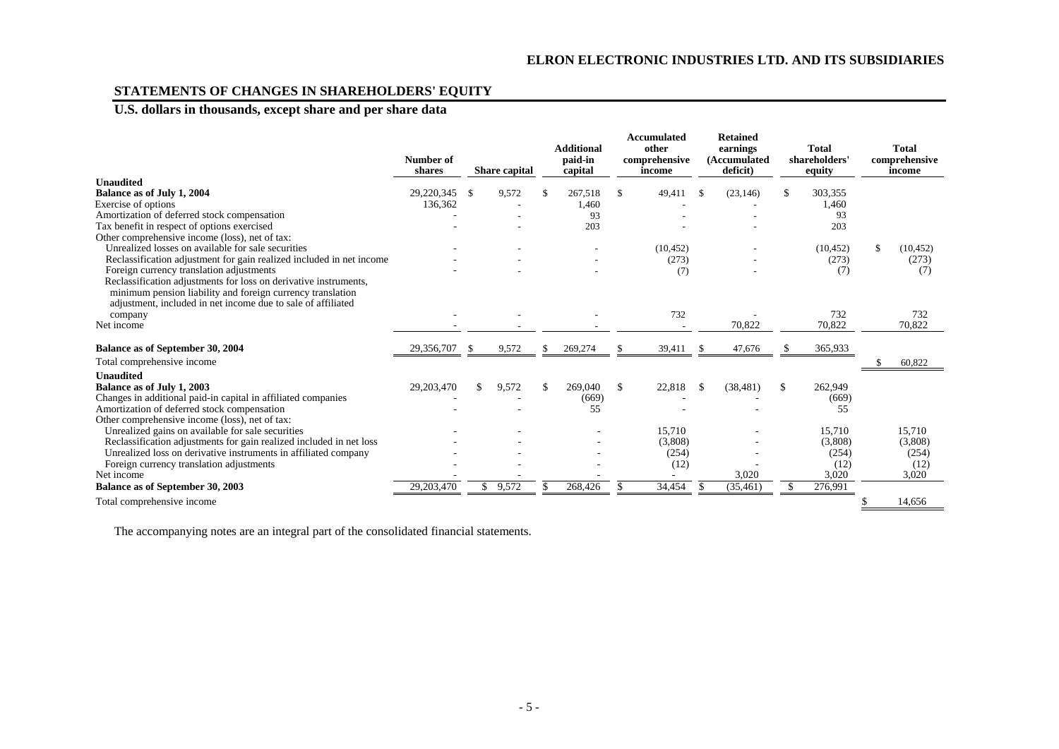## STATEMENTS OF CHANGES IN SHAREHOLDERS' EQUITY

### U.S. dollars in thousands, except share and per share data

| | Number of shares | Share capital | Additional paid-in capital | Accumulated other comprehensive income | Retained earnings (Accumulated deficit) | Total shareholders' equity | Total comprehensive income |
|---|---|---|---|---|---|---|---|
| **Unaudited** | | | | | | | |
| **Balance as of July 1, 2004** | 29,220,345 | $ 9,572 | $ 267,518 | $ 49,411 | $ (23,146) | $ 303,355 | |
| Exercise of options | 136,362 | - | 1,460 | - | - | 1,460 | |
| Amortization of deferred stock compensation | - | - | 93 | - | - | 93 | |
| Tax benefit in respect of options exercised | - | - | 203 | - | - | 203 | |
| Other comprehensive income (loss), net of tax: | | | | | | | |
| Unrealized losses on available for sale securities | - | - | - | (10,452) | - | (10,452) | $ (10,452) |
| Reclassification adjustment for gain realized included in net income | - | - | - | (273) | - | (273) | (273) |
| Foreign currency translation adjustments | - | - | - | (7) | - | (7) | (7) |
| Reclassification adjustments for loss on derivative instruments, minimum pension liability and foreign currency translation adjustment, included in net income due to sale of affiliated company | - | - | - | 732 | - | 732 | 732 |
| Net income | - | - | - | - | 70,822 | 70,822 | 70,822 |
| **Balance as of September 30, 2004** | 29,356,707 | $ 9,572 | $ 269,274 | $ 39,411 | $ 47,676 | $ 365,933 | |
| Total comprehensive income | | | | | | | $ 60,822 |
| **Unaudited** | | | | | | | |
| **Balance as of July 1, 2003** | 29,203,470 | $ 9,572 | $ 269,040 | $ 22,818 | $ (38,481) | $ 262,949 | |
| Changes in additional paid-in capital in affiliated companies | - | - | (669) | - | - | (669) | |
| Amortization of deferred stock compensation | - | - | 55 | - | - | 55 | |
| Other comprehensive income (loss), net of tax: | | | | | | | |
| Unrealized gains on available for sale securities | - | - | - | 15,710 | - | 15,710 | 15,710 |
| Reclassification adjustments for gain realized included in net loss | - | - | - | (3,808) | - | (3,808) | (3,808) |
| Unrealized loss on derivative instruments in affiliated company | - | - | - | (254) | - | (254) | (254) |
| Foreign currency translation adjustments | - | - | - | (12) | - | (12) | (12) |
| Net income | - | - | - | - | 3,020 | 3,020 | 3,020 |
| **Balance as of September 30, 2003** | 29,203,470 | $ 9,572 | $ 268,426 | $ 34,454 | $ (35,461) | $ 276,991 | |
| Total comprehensive income | | | | | | | $ 14,656 |

The accompanying notes are an integral part of the consolidated financial statements.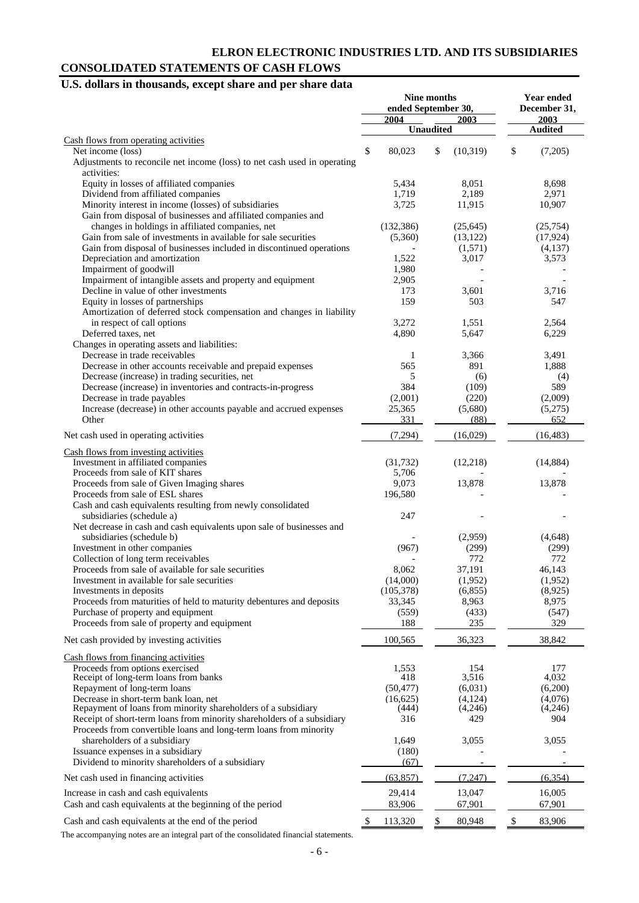# ELRON ELECTRONIC INDUSTRIES LTD. AND ITS SUBSIDIARIES

## CONSOLIDATED STATEMENTS OF CASH FLOWS

### U.S. dollars in thousands, except share and per share data

| | Nine months ended September 30, 2004 | Nine months ended September 30, 2003 | Year ended December 31, 2003 |
|---|---|---|---|
| | Unaudited | | Audited |
| Cash flows from operating activities | | | |
| Net income (loss) | $ 80,023 | $ (10,319) | $ (7,205) |
| Adjustments to reconcile net income (loss) to net cash used in operating activities: | | | |
| Equity in losses of affiliated companies | 5,434 | 8,051 | 8,698 |
| Dividend from affiliated companies | 1,719 | 2,189 | 2,971 |
| Minority interest in income (losses) of subsidiaries | 3,725 | 11,915 | 10,907 |
| Gain from disposal of businesses and affiliated companies and changes in holdings in affiliated companies, net | (132,386) | (25,645) | (25,754) |
| Gain from sale of investments in available for sale securities | (5,360) | (13,122) | (17,924) |
| Gain from disposal of businesses included in discontinued operations | - | (1,571) | (4,137) |
| Depreciation and amortization | 1,522 | 3,017 | 3,573 |
| Impairment of goodwill | 1,980 | - | - |
| Impairment of intangible assets and property and equipment | 2,905 | - | - |
| Decline in value of other investments | 173 | 3,601 | 3,716 |
| Equity in losses of partnerships | 159 | 503 | 547 |
| Amortization of deferred stock compensation and changes in liability in respect of call options | 3,272 | 1,551 | 2,564 |
| Deferred taxes, net | 4,890 | 5,647 | 6,229 |
| Changes in operating assets and liabilities: | | | |
| Decrease in trade receivables | 1 | 3,366 | 3,491 |
| Decrease in other accounts receivable and prepaid expenses | 565 | 891 | 1,888 |
| Decrease (increase) in trading securities, net | 5 | (6) | (4) |
| Decrease (increase) in inventories and contracts-in-progress | 384 | (109) | 589 |
| Decrease in trade payables | (2,001) | (220) | (2,009) |
| Increase (decrease) in other accounts payable and accrued expenses | 25,365 | (5,680) | (5,275) |
| Other | 331 | (88) | 652 |
| Net cash used in operating activities | (7,294) | (16,029) | (16,483) |
| Cash flows from investing activities | | | |
| Investment in affiliated companies | (31,732) | (12,218) | (14,884) |
| Proceeds from sale of KIT shares | 5,706 | - | - |
| Proceeds from sale of Given Imaging shares | 9,073 | 13,878 | 13,878 |
| Proceeds from sale of ESL shares | 196,580 | - | - |
| Cash and cash equivalents resulting from newly consolidated subsidiaries (schedule a) | 247 | - | - |
| Net decrease in cash and cash equivalents upon sale of businesses and subsidiaries (schedule b) | - | (2,959) | (4,648) |
| Investment in other companies | (967) | (299) | (299) |
| Collection of long term receivables | - | 772 | 772 |
| Proceeds from sale of available for sale securities | 8,062 | 37,191 | 46,143 |
| Investment in available for sale securities | (14,000) | (1,952) | (1,952) |
| Investments in deposits | (105,378) | (6,855) | (8,925) |
| Proceeds from maturities of held to maturity debentures and deposits | 33,345 | 8,963 | 8,975 |
| Purchase of property and equipment | (559) | (433) | (547) |
| Proceeds from sale of property and equipment | 188 | 235 | 329 |
| Net cash provided by investing activities | 100,565 | 36,323 | 38,842 |
| Cash flows from financing activities | | | |
| Proceeds from options exercised | 1,553 | 154 | 177 |
| Receipt of long-term loans from banks | 418 | 3,516 | 4,032 |
| Repayment of long-term loans | (50,477) | (6,031) | (6,200) |
| Decrease in short-term bank loan, net | (16,625) | (4,124) | (4,076) |
| Repayment of loans from minority shareholders of a subsidiary | (444) | (4,246) | (4,246) |
| Receipt of short-term loans from minority shareholders of a subsidiary | 316 | 429 | 904 |
| Proceeds from convertible loans and long-term loans from minority shareholders of a subsidiary | 1,649 | 3,055 | 3,055 |
| Issuance expenses in a subsidiary | (180) | - | - |
| Dividend to minority shareholders of a subsidiary | (67) | - | - |
| Net cash used in financing activities | (63,857) | (7,247) | (6,354) |
| Increase in cash and cash equivalents | 29,414 | 13,047 | 16,005 |
| Cash and cash equivalents at the beginning of the period | 83,906 | 67,901 | 67,901 |
| Cash and cash equivalents at the end of the period | $ 113,320 | $ 80,948 | $ 83,906 |

The accompanying notes are an integral part of the consolidated financial statements.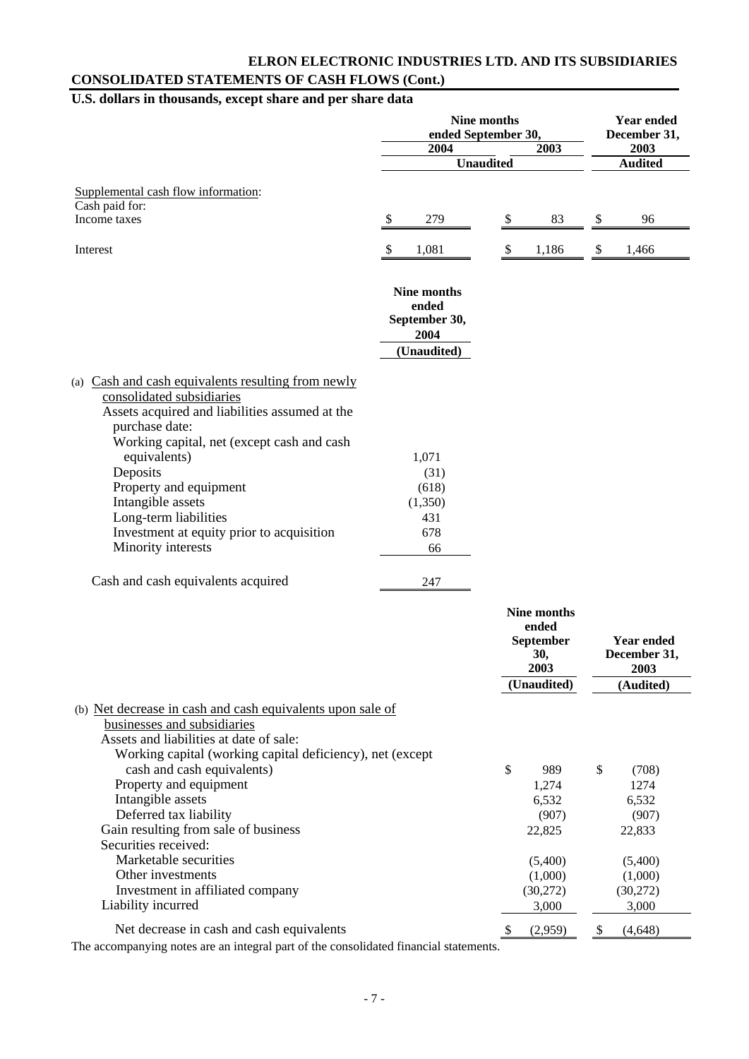**ELRON ELECTRONIC INDUSTRIES LTD. AND ITS SUBSIDIARIES**

**CONSOLIDATED STATEMENTS OF CASH FLOWS (Cont.)**

**U.S. dollars in thousands, except share and per share data**

| | Nine months ended September 30, 2004 | Nine months ended September 30, 2003 | Year ended December 31, 2003 |
|---|---|---|---|
| | Unaudited | | Audited |
| Supplemental cash flow information: | | | |
| Cash paid for: | | | |
| Income taxes | $ 279 | $ 83 | $ 96 |
| Interest | $ 1,081 | $ 1,186 | $ 1,466 |

| | Nine months ended September 30, 2004 |
|---|---|
| | (Unaudited) |
| (a) Cash and cash equivalents resulting from newly consolidated subsidiaries | |
| Assets acquired and liabilities assumed at the purchase date: | |
| Working capital, net (except cash and cash equivalents) | 1,071 |
| Deposits | (31) |
| Property and equipment | (618) |
| Intangible assets | (1,350) |
| Long-term liabilities | 431 |
| Investment at equity prior to acquisition | 678 |
| Minority interests | 66 |
| Cash and cash equivalents acquired | 247 |

| | Nine months ended September 30, 2003 | Year ended December 31, 2003 |
|---|---|---|
| | (Unaudited) | (Audited) |
| (b) Net decrease in cash and cash equivalents upon sale of businesses and subsidiaries | | |
| Assets and liabilities at date of sale: | | |
| Working capital (working capital deficiency), net (except cash and cash equivalents) | $ 989 | $ (708) |
| Property and equipment | 1,274 | 1274 |
| Intangible assets | 6,532 | 6,532 |
| Deferred tax liability | (907) | (907) |
| Gain resulting from sale of business | 22,825 | 22,833 |
| Securities received: | | |
| Marketable securities | (5,400) | (5,400) |
| Other investments | (1,000) | (1,000) |
| Investment in affiliated company | (30,272) | (30,272) |
| Liability incurred | 3,000 | 3,000 |
| Net decrease in cash and cash equivalents | $ (2,959) | $ (4,648) |

The accompanying notes are an integral part of the consolidated financial statements.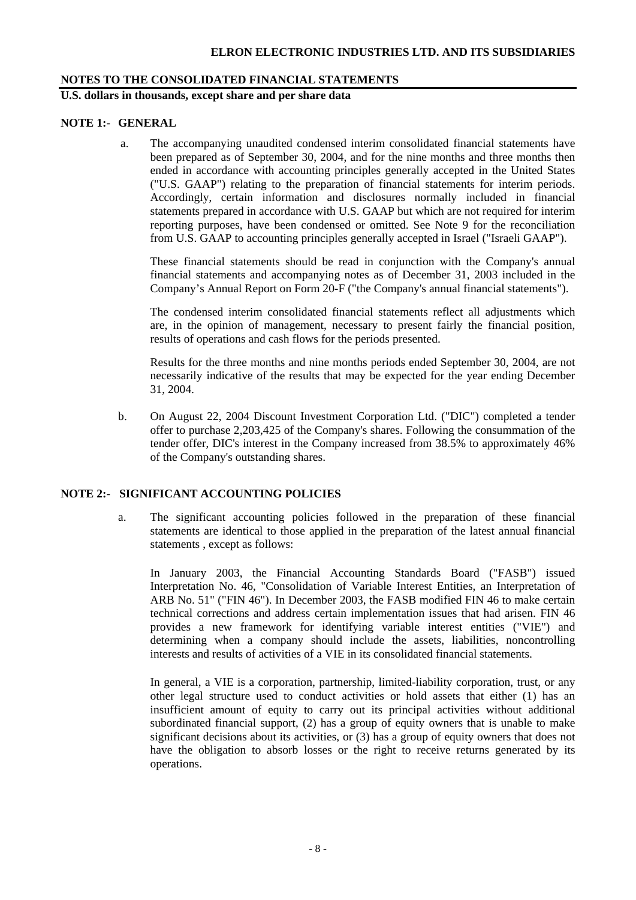**NOTES TO THE CONSOLIDATED FINANCIAL STATEMENTS**

**U.S. dollars in thousands, except share and per share data**

## NOTE 1:- GENERAL

a. The accompanying unaudited condensed interim consolidated financial statements have been prepared as of September 30, 2004, and for the nine months and three months then ended in accordance with accounting principles generally accepted in the United States ("U.S. GAAP") relating to the preparation of financial statements for interim periods. Accordingly, certain information and disclosures normally included in financial statements prepared in accordance with U.S. GAAP but which are not required for interim reporting purposes, have been condensed or omitted. See Note 9 for the reconciliation from U.S. GAAP to accounting principles generally accepted in Israel ("Israeli GAAP").

These financial statements should be read in conjunction with the Company's annual financial statements and accompanying notes as of December 31, 2003 included in the Company's Annual Report on Form 20-F ("the Company's annual financial statements").

The condensed interim consolidated financial statements reflect all adjustments which are, in the opinion of management, necessary to present fairly the financial position, results of operations and cash flows for the periods presented.

Results for the three months and nine months periods ended September 30, 2004, are not necessarily indicative of the results that may be expected for the year ending December 31, 2004.

b. On August 22, 2004 Discount Investment Corporation Ltd. ("DIC") completed a tender offer to purchase 2,203,425 of the Company's shares. Following the consummation of the tender offer, DIC's interest in the Company increased from 38.5% to approximately 46% of the Company's outstanding shares.

## NOTE 2:- SIGNIFICANT ACCOUNTING POLICIES

a. The significant accounting policies followed in the preparation of these financial statements are identical to those applied in the preparation of the latest annual financial statements , except as follows:

In January 2003, the Financial Accounting Standards Board ("FASB") issued Interpretation No. 46, "Consolidation of Variable Interest Entities, an Interpretation of ARB No. 51" ("FIN 46"). In December 2003, the FASB modified FIN 46 to make certain technical corrections and address certain implementation issues that had arisen. FIN 46 provides a new framework for identifying variable interest entities ("VIE") and determining when a company should include the assets, liabilities, noncontrolling interests and results of activities of a VIE in its consolidated financial statements.

In general, a VIE is a corporation, partnership, limited-liability corporation, trust, or any other legal structure used to conduct activities or hold assets that either (1) has an insufficient amount of equity to carry out its principal activities without additional subordinated financial support, (2) has a group of equity owners that is unable to make significant decisions about its activities, or (3) has a group of equity owners that does not have the obligation to absorb losses or the right to receive returns generated by its operations.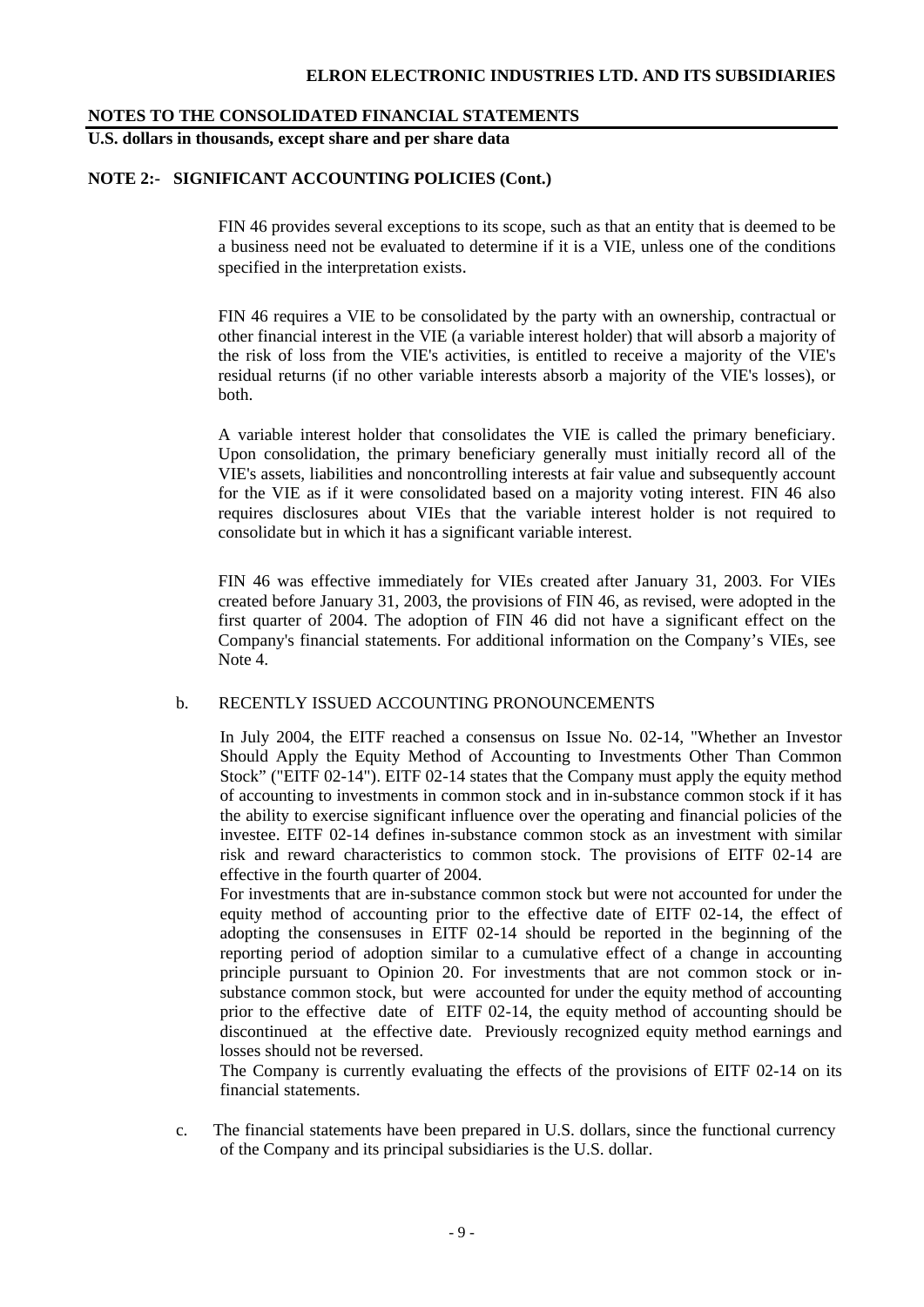## NOTE 2:- SIGNIFICANT ACCOUNTING POLICIES (Cont.)

FIN 46 provides several exceptions to its scope, such as that an entity that is deemed to be a business need not be evaluated to determine if it is a VIE, unless one of the conditions specified in the interpretation exists.

FIN 46 requires a VIE to be consolidated by the party with an ownership, contractual or other financial interest in the VIE (a variable interest holder) that will absorb a majority of the risk of loss from the VIE's activities, is entitled to receive a majority of the VIE's residual returns (if no other variable interests absorb a majority of the VIE's losses), or both.

A variable interest holder that consolidates the VIE is called the primary beneficiary. Upon consolidation, the primary beneficiary generally must initially record all of the VIE's assets, liabilities and noncontrolling interests at fair value and subsequently account for the VIE as if it were consolidated based on a majority voting interest. FIN 46 also requires disclosures about VIEs that the variable interest holder is not required to consolidate but in which it has a significant variable interest.

FIN 46 was effective immediately for VIEs created after January 31, 2003. For VIEs created before January 31, 2003, the provisions of FIN 46, as revised, were adopted in the first quarter of 2004. The adoption of FIN 46 did not have a significant effect on the Company's financial statements. For additional information on the Company's VIEs, see Note 4.

b. RECENTLY ISSUED ACCOUNTING PRONOUNCEMENTS

In July 2004, the EITF reached a consensus on Issue No. 02-14, "Whether an Investor Should Apply the Equity Method of Accounting to Investments Other Than Common Stock" ("EITF 02-14"). EITF 02-14 states that the Company must apply the equity method of accounting to investments in common stock and in in-substance common stock if it has the ability to exercise significant influence over the operating and financial policies of the investee. EITF 02-14 defines in-substance common stock as an investment with similar risk and reward characteristics to common stock. The provisions of EITF 02-14 are effective in the fourth quarter of 2004.

For investments that are in-substance common stock but were not accounted for under the equity method of accounting prior to the effective date of EITF 02-14, the effect of adopting the consensuses in EITF 02-14 should be reported in the beginning of the reporting period of adoption similar to a cumulative effect of a change in accounting principle pursuant to Opinion 20. For investments that are not common stock or in-substance common stock, but were accounted for under the equity method of accounting prior to the effective date of EITF 02-14, the equity method of accounting should be discontinued at the effective date. Previously recognized equity method earnings and losses should not be reversed.

The Company is currently evaluating the effects of the provisions of EITF 02-14 on its financial statements.

c. The financial statements have been prepared in U.S. dollars, since the functional currency of the Company and its principal subsidiaries is the U.S. dollar.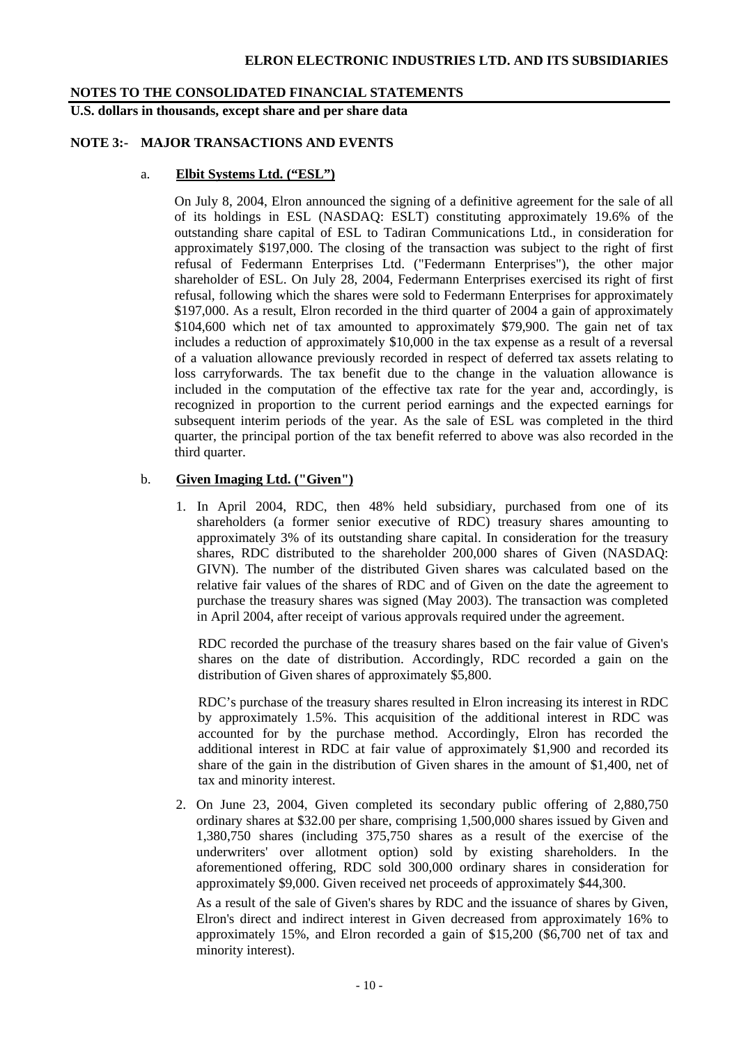**NOTES TO THE CONSOLIDATED FINANCIAL STATEMENTS**

**U.S. dollars in thousands, except share and per share data**

## NOTE 3:- MAJOR TRANSACTIONS AND EVENTS

### a. Elbit Systems Ltd. ("ESL")

On July 8, 2004, Elron announced the signing of a definitive agreement for the sale of all of its holdings in ESL (NASDAQ: ESLT) constituting approximately 19.6% of the outstanding share capital of ESL to Tadiran Communications Ltd., in consideration for approximately $197,000. The closing of the transaction was subject to the right of first refusal of Federmann Enterprises Ltd. ("Federmann Enterprises"), the other major shareholder of ESL. On July 28, 2004, Federmann Enterprises exercised its right of first refusal, following which the shares were sold to Federmann Enterprises for approximately $197,000. As a result, Elron recorded in the third quarter of 2004 a gain of approximately $104,600 which net of tax amounted to approximately $79,900. The gain net of tax includes a reduction of approximately $10,000 in the tax expense as a result of a reversal of a valuation allowance previously recorded in respect of deferred tax assets relating to loss carryforwards. The tax benefit due to the change in the valuation allowance is included in the computation of the effective tax rate for the year and, accordingly, is recognized in proportion to the current period earnings and the expected earnings for subsequent interim periods of the year. As the sale of ESL was completed in the third quarter, the principal portion of the tax benefit referred to above was also recorded in the third quarter.

### b. Given Imaging Ltd. ("Given")

1. In April 2004, RDC, then 48% held subsidiary, purchased from one of its shareholders (a former senior executive of RDC) treasury shares amounting to approximately 3% of its outstanding share capital. In consideration for the treasury shares, RDC distributed to the shareholder 200,000 shares of Given (NASDAQ: GIVN). The number of the distributed Given shares was calculated based on the relative fair values of the shares of RDC and of Given on the date the agreement to purchase the treasury shares was signed (May 2003). The transaction was completed in April 2004, after receipt of various approvals required under the agreement.

   RDC recorded the purchase of the treasury shares based on the fair value of Given's shares on the date of distribution. Accordingly, RDC recorded a gain on the distribution of Given shares of approximately $5,800.

   RDC's purchase of the treasury shares resulted in Elron increasing its interest in RDC by approximately 1.5%. This acquisition of the additional interest in RDC was accounted for by the purchase method. Accordingly, Elron has recorded the additional interest in RDC at fair value of approximately $1,900 and recorded its share of the gain in the distribution of Given shares in the amount of $1,400, net of tax and minority interest.

2. On June 23, 2004, Given completed its secondary public offering of 2,880,750 ordinary shares at $32.00 per share, comprising 1,500,000 shares issued by Given and 1,380,750 shares (including 375,750 shares as a result of the exercise of the underwriters' over allotment option) sold by existing shareholders. In the aforementioned offering, RDC sold 300,000 ordinary shares in consideration for approximately $9,000. Given received net proceeds of approximately $44,300.

   As a result of the sale of Given's shares by RDC and the issuance of shares by Given, Elron's direct and indirect interest in Given decreased from approximately 16% to approximately 15%, and Elron recorded a gain of $15,200 ($6,700 net of tax and minority interest).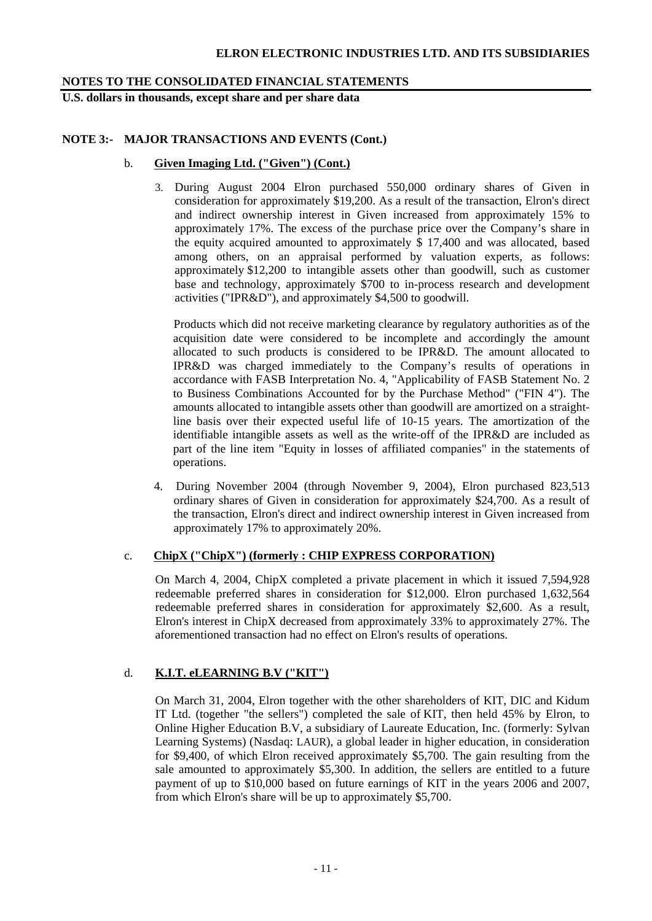**NOTES TO THE CONSOLIDATED FINANCIAL STATEMENTS**

**U.S. dollars in thousands, except share and per share data**

**NOTE 3:- MAJOR TRANSACTIONS AND EVENTS (Cont.)**

b. **Given Imaging Ltd. ("Given") (Cont.)**

3. During August 2004 Elron purchased 550,000 ordinary shares of Given in consideration for approximately $19,200. As a result of the transaction, Elron's direct and indirect ownership interest in Given increased from approximately 15% to approximately 17%. The excess of the purchase price over the Company's share in the equity acquired amounted to approximately $ 17,400 and was allocated, based among others, on an appraisal performed by valuation experts, as follows: approximately $12,200 to intangible assets other than goodwill, such as customer base and technology, approximately $700 to in-process research and development activities ("IPR&D"), and approximately $4,500 to goodwill.

   Products which did not receive marketing clearance by regulatory authorities as of the acquisition date were considered to be incomplete and accordingly the amount allocated to such products is considered to be IPR&D. The amount allocated to IPR&D was charged immediately to the Company's results of operations in accordance with FASB Interpretation No. 4, "Applicability of FASB Statement No. 2 to Business Combinations Accounted for by the Purchase Method" ("FIN 4"). The amounts allocated to intangible assets other than goodwill are amortized on a straight-line basis over their expected useful life of 10-15 years. The amortization of the identifiable intangible assets as well as the write-off of the IPR&D are included as part of the line item "Equity in losses of affiliated companies" in the statements of operations.

4. During November 2004 (through November 9, 2004), Elron purchased 823,513 ordinary shares of Given in consideration for approximately $24,700. As a result of the transaction, Elron's direct and indirect ownership interest in Given increased from approximately 17% to approximately 20%.

c. **ChipX ("ChipX") (formerly : CHIP EXPRESS CORPORATION)**

On March 4, 2004, ChipX completed a private placement in which it issued 7,594,928 redeemable preferred shares in consideration for $12,000. Elron purchased 1,632,564 redeemable preferred shares in consideration for approximately $2,600. As a result, Elron's interest in ChipX decreased from approximately 33% to approximately 27%. The aforementioned transaction had no effect on Elron's results of operations.

d. **K.I.T. eLEARNING B.V ("KIT")**

On March 31, 2004, Elron together with the other shareholders of KIT, DIC and Kidum IT Ltd. (together "the sellers") completed the sale of KIT, then held 45% by Elron, to Online Higher Education B.V, a subsidiary of Laureate Education, Inc. (formerly: Sylvan Learning Systems) (Nasdaq: LAUR), a global leader in higher education, in consideration for $9,400, of which Elron received approximately $5,700. The gain resulting from the sale amounted to approximately $5,300. In addition, the sellers are entitled to a future payment of up to $10,000 based on future earnings of KIT in the years 2006 and 2007, from which Elron's share will be up to approximately $5,700.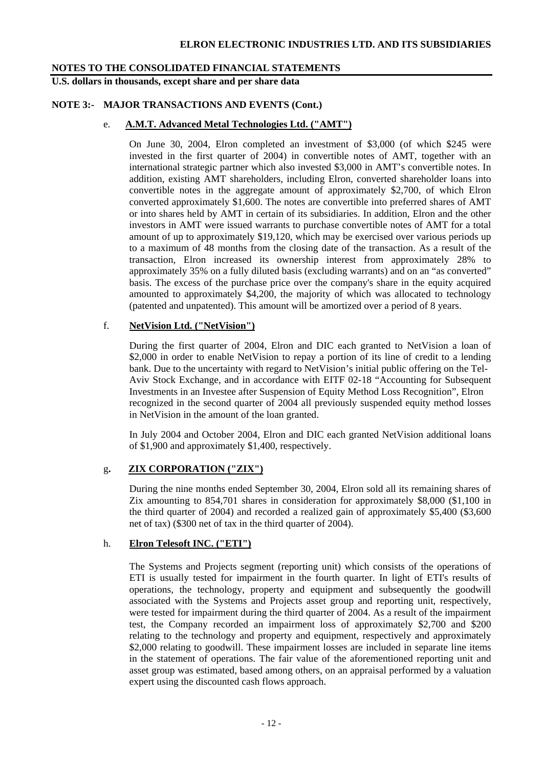# NOTES TO THE CONSOLIDATED FINANCIAL STATEMENTS

**U.S. dollars in thousands, except share and per share data**

## NOTE 3:- MAJOR TRANSACTIONS AND EVENTS (Cont.)

e. **A.M.T. Advanced Metal Technologies Ltd. ("AMT")**

On June 30, 2004, Elron completed an investment of $3,000 (of which $245 were invested in the first quarter of 2004) in convertible notes of AMT, together with an international strategic partner which also invested $3,000 in AMT's convertible notes. In addition, existing AMT shareholders, including Elron, converted shareholder loans into convertible notes in the aggregate amount of approximately $2,700, of which Elron converted approximately $1,600. The notes are convertible into preferred shares of AMT or into shares held by AMT in certain of its subsidiaries. In addition, Elron and the other investors in AMT were issued warrants to purchase convertible notes of AMT for a total amount of up to approximately $19,120, which may be exercised over various periods up to a maximum of 48 months from the closing date of the transaction. As a result of the transaction, Elron increased its ownership interest from approximately 28% to approximately 35% on a fully diluted basis (excluding warrants) and on an "as converted" basis. The excess of the purchase price over the company's share in the equity acquired amounted to approximately $4,200, the majority of which was allocated to technology (patented and unpatented). This amount will be amortized over a period of 8 years.

f. **NetVision Ltd. ("NetVision")**

During the first quarter of 2004, Elron and DIC each granted to NetVision a loan of $2,000 in order to enable NetVision to repay a portion of its line of credit to a lending bank. Due to the uncertainty with regard to NetVision's initial public offering on the Tel-Aviv Stock Exchange, and in accordance with EITF 02-18 "Accounting for Subsequent Investments in an Investee after Suspension of Equity Method Loss Recognition", Elron recognized in the second quarter of 2004 all previously suspended equity method losses in NetVision in the amount of the loan granted.

In July 2004 and October 2004, Elron and DIC each granted NetVision additional loans of $1,900 and approximately $1,400, respectively.

g. **ZIX CORPORATION ("ZIX")**

During the nine months ended September 30, 2004, Elron sold all its remaining shares of Zix amounting to 854,701 shares in consideration for approximately $8,000 ($1,100 in the third quarter of 2004) and recorded a realized gain of approximately $5,400 ($3,600 net of tax) ($300 net of tax in the third quarter of 2004).

h. **Elron Telesoft INC. ("ETI")**

The Systems and Projects segment (reporting unit) which consists of the operations of ETI is usually tested for impairment in the fourth quarter. In light of ETI's results of operations, the technology, property and equipment and subsequently the goodwill associated with the Systems and Projects asset group and reporting unit, respectively, were tested for impairment during the third quarter of 2004. As a result of the impairment test, the Company recorded an impairment loss of approximately $2,700 and $200 relating to the technology and property and equipment, respectively and approximately $2,000 relating to goodwill. These impairment losses are included in separate line items in the statement of operations. The fair value of the aforementioned reporting unit and asset group was estimated, based among others, on an appraisal performed by a valuation expert using the discounted cash flows approach.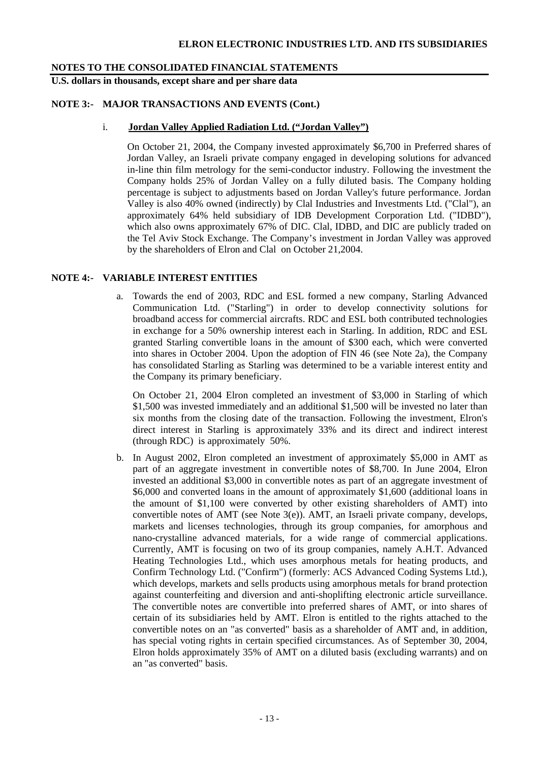**NOTES TO THE CONSOLIDATED FINANCIAL STATEMENTS**
**U.S. dollars in thousands, except share and per share data**

**NOTE 3:- MAJOR TRANSACTIONS AND EVENTS (Cont.)**

i. **Jordan Valley Applied Radiation Ltd. ("Jordan Valley")**

On October 21, 2004, the Company invested approximately $6,700 in Preferred shares of Jordan Valley, an Israeli private company engaged in developing solutions for advanced in-line thin film metrology for the semi-conductor industry. Following the investment the Company holds 25% of Jordan Valley on a fully diluted basis. The Company holding percentage is subject to adjustments based on Jordan Valley's future performance. Jordan Valley is also 40% owned (indirectly) by Clal Industries and Investments Ltd. ("Clal"), an approximately 64% held subsidiary of IDB Development Corporation Ltd. ("IDBD"), which also owns approximately 67% of DIC. Clal, IDBD, and DIC are publicly traded on the Tel Aviv Stock Exchange. The Company's investment in Jordan Valley was approved by the shareholders of Elron and Clal on October 21,2004.

**NOTE 4:- VARIABLE INTEREST ENTITIES**

a. Towards the end of 2003, RDC and ESL formed a new company, Starling Advanced Communication Ltd. ("Starling") in order to develop connectivity solutions for broadband access for commercial aircrafts. RDC and ESL both contributed technologies in exchange for a 50% ownership interest each in Starling. In addition, RDC and ESL granted Starling convertible loans in the amount of $300 each, which were converted into shares in October 2004. Upon the adoption of FIN 46 (see Note 2a), the Company has consolidated Starling as Starling was determined to be a variable interest entity and the Company its primary beneficiary.

   On October 21, 2004 Elron completed an investment of $3,000 in Starling of which $1,500 was invested immediately and an additional $1,500 will be invested no later than six months from the closing date of the transaction. Following the investment, Elron's direct interest in Starling is approximately 33% and its direct and indirect interest (through RDC) is approximately 50%.

b. In August 2002, Elron completed an investment of approximately $5,000 in AMT as part of an aggregate investment in convertible notes of $8,700. In June 2004, Elron invested an additional $3,000 in convertible notes as part of an aggregate investment of $6,000 and converted loans in the amount of approximately $1,600 (additional loans in the amount of $1,100 were converted by other existing shareholders of AMT) into convertible notes of AMT (see Note 3(e)). AMT, an Israeli private company, develops, markets and licenses technologies, through its group companies, for amorphous and nano-crystalline advanced materials, for a wide range of commercial applications. Currently, AMT is focusing on two of its group companies, namely A.H.T. Advanced Heating Technologies Ltd., which uses amorphous metals for heating products, and Confirm Technology Ltd. ("Confirm") (formerly: ACS Advanced Coding Systems Ltd.), which develops, markets and sells products using amorphous metals for brand protection against counterfeiting and diversion and anti-shoplifting electronic article surveillance. The convertible notes are convertible into preferred shares of AMT, or into shares of certain of its subsidiaries held by AMT. Elron is entitled to the rights attached to the convertible notes on an "as converted" basis as a shareholder of AMT and, in addition, has special voting rights in certain specified circumstances. As of September 30, 2004, Elron holds approximately 35% of AMT on a diluted basis (excluding warrants) and on an "as converted" basis.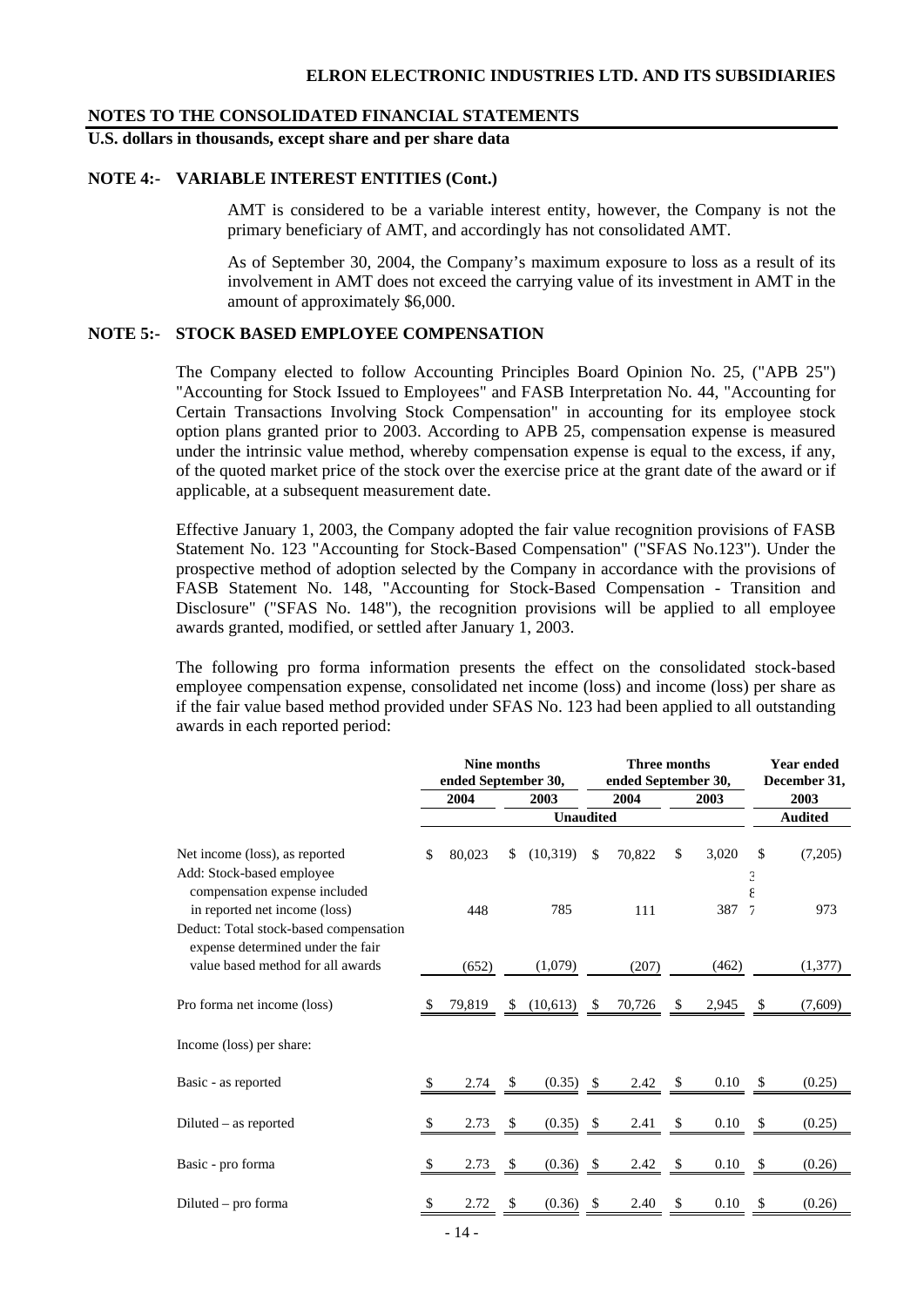## NOTES TO THE CONSOLIDATED FINANCIAL STATEMENTS

**U.S. dollars in thousands, except share and per share data**

### NOTE 4:- VARIABLE INTEREST ENTITIES (Cont.)

AMT is considered to be a variable interest entity, however, the Company is not the primary beneficiary of AMT, and accordingly has not consolidated AMT.

As of September 30, 2004, the Company's maximum exposure to loss as a result of its involvement in AMT does not exceed the carrying value of its investment in AMT in the amount of approximately $6,000.

### NOTE 5:- STOCK BASED EMPLOYEE COMPENSATION

The Company elected to follow Accounting Principles Board Opinion No. 25, ("APB 25") "Accounting for Stock Issued to Employees" and FASB Interpretation No. 44, "Accounting for Certain Transactions Involving Stock Compensation" in accounting for its employee stock option plans granted prior to 2003. According to APB 25, compensation expense is measured under the intrinsic value method, whereby compensation expense is equal to the excess, if any, of the quoted market price of the stock over the exercise price at the grant date of the award or if applicable, at a subsequent measurement date.

Effective January 1, 2003, the Company adopted the fair value recognition provisions of FASB Statement No. 123 "Accounting for Stock-Based Compensation" ("SFAS No.123"). Under the prospective method of adoption selected by the Company in accordance with the provisions of FASB Statement No. 148, "Accounting for Stock-Based Compensation - Transition and Disclosure" ("SFAS No. 148"), the recognition provisions will be applied to all employee awards granted, modified, or settled after January 1, 2003.

The following pro forma information presents the effect on the consolidated stock-based employee compensation expense, consolidated net income (loss) and income (loss) per share as if the fair value based method provided under SFAS No. 123 had been applied to all outstanding awards in each reported period:

| | Nine months ended September 30, | | Three months ended September 30, | | Year ended December 31, |
|---|---|---|---|---|---|
| | 2004 | 2003 | 2004 | 2003 | 2003 |
| | Unaudited | | | | Audited |
| Net income (loss), as reported | $ 80,023 | $ (10,319) | $ 70,822 | $ 3,020 | $ (7,205) |
| Add: Stock-based employee compensation expense included in reported net income (loss) | 448 | 785 | 111 | 387 | 973 |
| Deduct: Total stock-based compensation expense determined under the fair value based method for all awards | (652) | (1,079) | (207) | (462) | (1,377) |
| Pro forma net income (loss) | $ 79,819 | $ (10,613) | $ 70,726 | $ 2,945 | $ (7,609) |
| Income (loss) per share: | | | | | |
| Basic - as reported | $ 2.74 | $ (0.35) | $ 2.42 | $ 0.10 | $ (0.25) |
| Diluted – as reported | $ 2.73 | $ (0.35) | $ 2.41 | $ 0.10 | $ (0.25) |
| Basic - pro forma | $ 2.73 | $ (0.36) | $ 2.42 | $ 0.10 | $ (0.26) |
| Diluted – pro forma | $ 2.72 | $ (0.36) | $ 2.40 | $ 0.10 | $ (0.26) |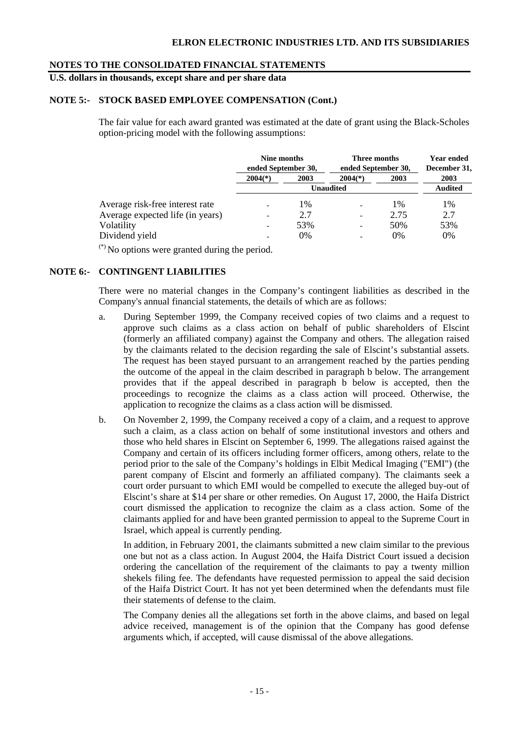**NOTES TO THE CONSOLIDATED FINANCIAL STATEMENTS**

**U.S. dollars in thousands, except share and per share data**

**NOTE 5:- STOCK BASED EMPLOYEE COMPENSATION (Cont.)**

The fair value for each award granted was estimated at the date of grant using the Black-Scholes option-pricing model with the following assumptions:

| | Nine months ended September 30, | | Three months ended September 30, | | Year ended December 31, |
|---|---|---|---|---|---|
| | 2004(*) | 2003 | 2004(*) | 2003 | 2003 |
| | Unaudited | | | | Audited |
| Average risk-free interest rate | - | 1% | - | 1% | 1% |
| Average expected life (in years) | - | 2.7 | - | 2.75 | 2.7 |
| Volatility | - | 53% | - | 50% | 53% |
| Dividend yield | - | 0% | - | 0% | 0% |

(*) No options were granted during the period.

**NOTE 6:- CONTINGENT LIABILITIES**

There were no material changes in the Company's contingent liabilities as described in the Company's annual financial statements, the details of which are as follows:

a. During September 1999, the Company received copies of two claims and a request to approve such claims as a class action on behalf of public shareholders of Elscint (formerly an affiliated company) against the Company and others. The allegation raised by the claimants related to the decision regarding the sale of Elscint's substantial assets. The request has been stayed pursuant to an arrangement reached by the parties pending the outcome of the appeal in the claim described in paragraph b below. The arrangement provides that if the appeal described in paragraph b below is accepted, then the proceedings to recognize the claims as a class action will proceed. Otherwise, the application to recognize the claims as a class action will be dismissed.

b. On November 2, 1999, the Company received a copy of a claim, and a request to approve such a claim, as a class action on behalf of some institutional investors and others and those who held shares in Elscint on September 6, 1999. The allegations raised against the Company and certain of its officers including former officers, among others, relate to the period prior to the sale of the Company's holdings in Elbit Medical Imaging ("EMI") (the parent company of Elscint and formerly an affiliated company). The claimants seek a court order pursuant to which EMI would be compelled to execute the alleged buy-out of Elscint's share at $14 per share or other remedies. On August 17, 2000, the Haifa District court dismissed the application to recognize the claim as a class action. Some of the claimants applied for and have been granted permission to appeal to the Supreme Court in Israel, which appeal is currently pending.

   In addition, in February 2001, the claimants submitted a new claim similar to the previous one but not as a class action. In August 2004, the Haifa District Court issued a decision ordering the cancellation of the requirement of the claimants to pay a twenty million shekels filing fee. The defendants have requested permission to appeal the said decision of the Haifa District Court. It has not yet been determined when the defendants must file their statements of defense to the claim.

   The Company denies all the allegations set forth in the above claims, and based on legal advice received, management is of the opinion that the Company has good defense arguments which, if accepted, will cause dismissal of the above allegations.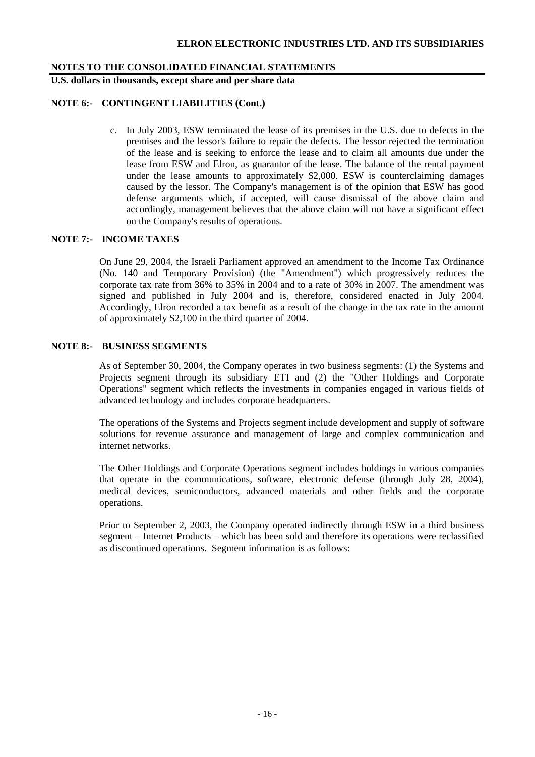**NOTES TO THE CONSOLIDATED FINANCIAL STATEMENTS**

**U.S. dollars in thousands, except share and per share data**

**NOTE 6:- CONTINGENT LIABILITIES (Cont.)**

c. In July 2003, ESW terminated the lease of its premises in the U.S. due to defects in the premises and the lessor's failure to repair the defects. The lessor rejected the termination of the lease and is seeking to enforce the lease and to claim all amounts due under the lease from ESW and Elron, as guarantor of the lease. The balance of the rental payment under the lease amounts to approximately \$2,000. ESW is counterclaiming damages caused by the lessor. The Company's management is of the opinion that ESW has good defense arguments which, if accepted, will cause dismissal of the above claim and accordingly, management believes that the above claim will not have a significant effect on the Company's results of operations.

**NOTE 7:- INCOME TAXES**

On June 29, 2004, the Israeli Parliament approved an amendment to the Income Tax Ordinance (No. 140 and Temporary Provision) (the "Amendment") which progressively reduces the corporate tax rate from 36% to 35% in 2004 and to a rate of 30% in 2007. The amendment was signed and published in July 2004 and is, therefore, considered enacted in July 2004. Accordingly, Elron recorded a tax benefit as a result of the change in the tax rate in the amount of approximately \$2,100 in the third quarter of 2004.

**NOTE 8:- BUSINESS SEGMENTS**

As of September 30, 2004, the Company operates in two business segments: (1) the Systems and Projects segment through its subsidiary ETI and (2) the "Other Holdings and Corporate Operations" segment which reflects the investments in companies engaged in various fields of advanced technology and includes corporate headquarters.

The operations of the Systems and Projects segment include development and supply of software solutions for revenue assurance and management of large and complex communication and internet networks.

The Other Holdings and Corporate Operations segment includes holdings in various companies that operate in the communications, software, electronic defense (through July 28, 2004), medical devices, semiconductors, advanced materials and other fields and the corporate operations.

Prior to September 2, 2003, the Company operated indirectly through ESW in a third business segment – Internet Products – which has been sold and therefore its operations were reclassified as discontinued operations. Segment information is as follows: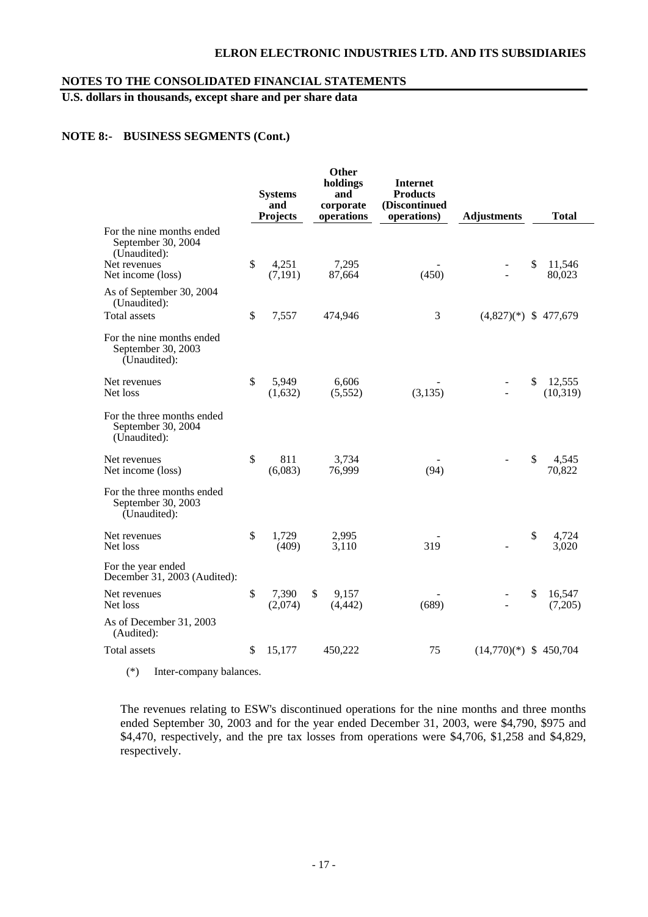## NOTES TO THE CONSOLIDATED FINANCIAL STATEMENTS

**U.S. dollars in thousands, except share and per share data**

### NOTE 8:- BUSINESS SEGMENTS (Cont.)

| | Systems and Projects | Other holdings and corporate operations | Internet Products (Discontinued operations) | Adjustments | Total |
|---|---|---|---|---|---|
| **For the nine months ended September 30, 2004 (Unaudited):** | | | | | |
| Net revenues | $ 4,251 | 7,295 | - | - | $ 11,546 |
| Net income (loss) | (7,191) | 87,664 | (450) | - | 80,023 |
| **As of September 30, 2004 (Unaudited):** | | | | | |
| Total assets | $ 7,557 | 474,946 | 3 | (4,827)(*) | $ 477,679 |
| **For the nine months ended September 30, 2003 (Unaudited):** | | | | | |
| Net revenues | $ 5,949 | 6,606 | - | - | $ 12,555 |
| Net loss | (1,632) | (5,552) | (3,135) | - | (10,319) |
| **For the three months ended September 30, 2004 (Unaudited):** | | | | | |
| Net revenues | $ 811 | 3,734 | - | - | $ 4,545 |
| Net income (loss) | (6,083) | 76,999 | (94) | | 70,822 |
| **For the three months ended September 30, 2003 (Unaudited):** | | | | | |
| Net revenues | $ 1,729 | 2,995 | - | | $ 4,724 |
| Net loss | (409) | 3,110 | 319 | - | 3,020 |
| **For the year ended December 31, 2003 (Audited):** | | | | | |
| Net revenues | $ 7,390 | $ 9,157 | - | - | $ 16,547 |
| Net loss | (2,074) | (4,442) | (689) | - | (7,205) |
| **As of December 31, 2003 (Audited):** | | | | | |
| Total assets | $ 15,177 | 450,222 | 75 | (14,770)(*) | $ 450,704 |

(*) Inter-company balances.

The revenues relating to ESW's discontinued operations for the nine months and three months ended September 30, 2003 and for the year ended December 31, 2003, were \$4,790, \$975 and \$4,470, respectively, and the pre tax losses from operations were \$4,706, \$1,258 and \$4,829, respectively.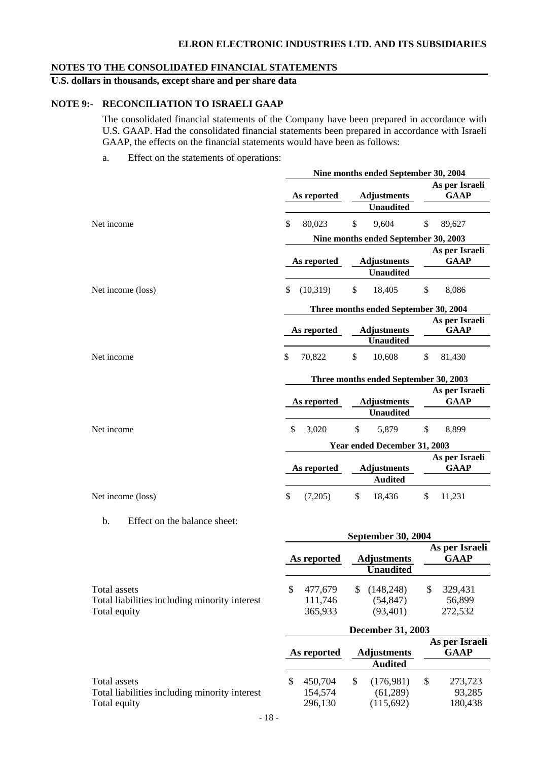## NOTES TO THE CONSOLIDATED FINANCIAL STATEMENTS

**U.S. dollars in thousands, except share and per share data**

### NOTE 9:- RECONCILIATION TO ISRAELI GAAP

The consolidated financial statements of the Company have been prepared in accordance with U.S. GAAP. Had the consolidated financial statements been prepared in accordance with Israeli GAAP, the effects on the financial statements would have been as follows:

a. Effect on the statements of operations:

| | Nine months ended September 30, 2004 | | |
|---|---|---|---|
| | As reported | Adjustments | As per Israeli GAAP |
| | | Unaudited | |
| Net income | $ 80,023 | $ 9,604 | $ 89,627 |

| | Nine months ended September 30, 2003 | | |
|---|---|---|---|
| | As reported | Adjustments | As per Israeli GAAP |
| | | Unaudited | |
| Net income (loss) | $ (10,319) | $ 18,405 | $ 8,086 |

| | Three months ended September 30, 2004 | | |
|---|---|---|---|
| | As reported | Adjustments | As per Israeli GAAP |
| | | Unaudited | |
| Net income | $ 70,822 | $ 10,608 | $ 81,430 |

| | Three months ended September 30, 2003 | | |
|---|---|---|---|
| | As reported | Adjustments | As per Israeli GAAP |
| | | Unaudited | |
| Net income | $ 3,020 | $ 5,879 | $ 8,899 |

| | Year ended December 31, 2003 | | |
|---|---|---|---|
| | As reported | Adjustments | As per Israeli GAAP |
| | | Audited | |
| Net income (loss) | $ (7,205) | $ 18,436 | $ 11,231 |

b. Effect on the balance sheet:

| | September 30, 2004 | | |
|---|---|---|---|
| | As reported | Adjustments | As per Israeli GAAP |
| | | Unaudited | |
| Total assets | $ 477,679 | $ (148,248) | $ 329,431 |
| Total liabilities including minority interest | 111,746 | (54,847) | 56,899 |
| Total equity | 365,933 | (93,401) | 272,532 |

| | December 31, 2003 | | |
|---|---|---|---|
| | As reported | Adjustments | As per Israeli GAAP |
| | | Audited | |
| Total assets | $ 450,704 | $ (176,981) | $ 273,723 |
| Total liabilities including minority interest | 154,574 | (61,289) | 93,285 |
| Total equity | 296,130 | (115,692) | 180,438 |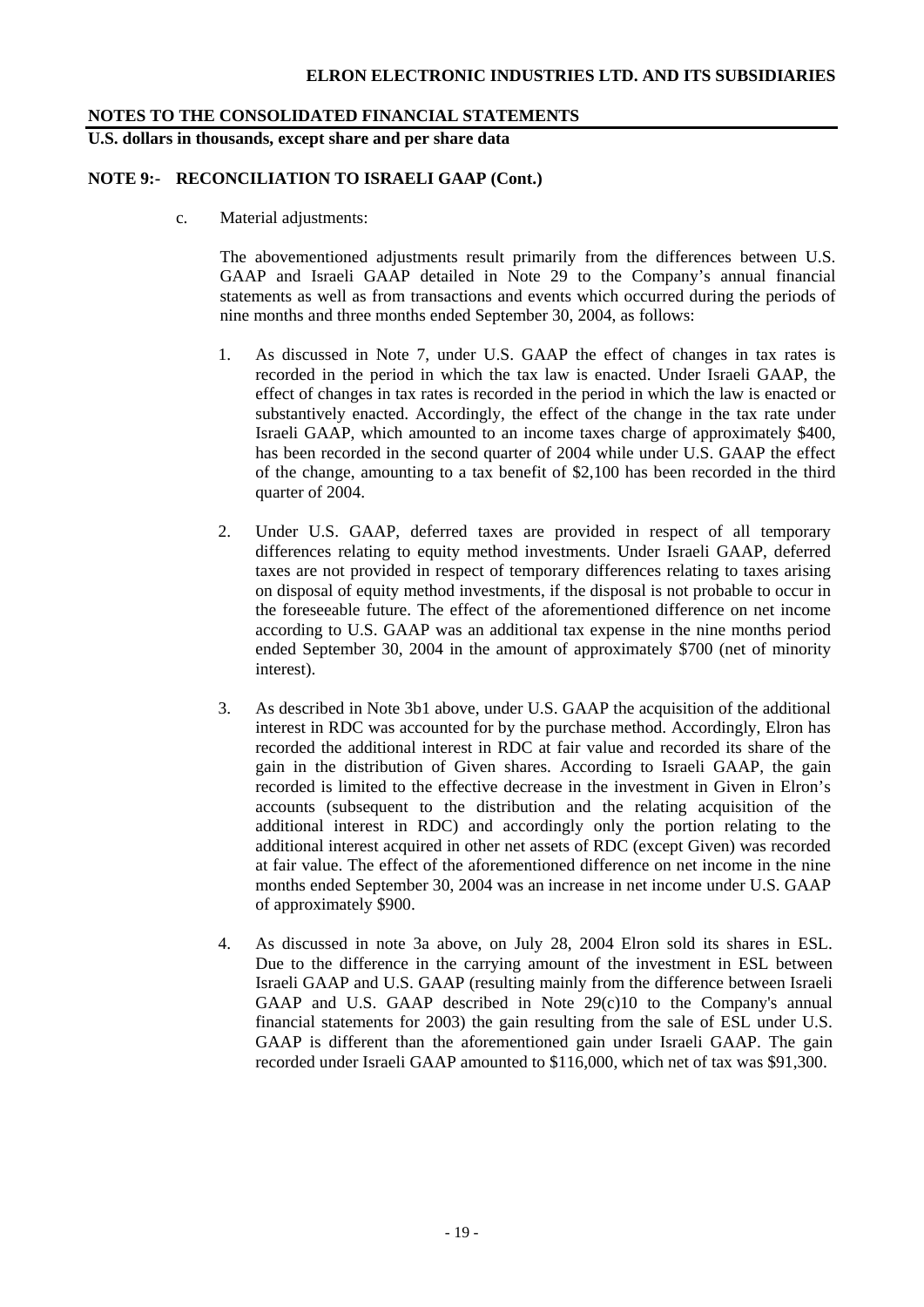## NOTES TO THE CONSOLIDATED FINANCIAL STATEMENTS

**U.S. dollars in thousands, except share and per share data**

### NOTE 9:- RECONCILIATION TO ISRAELI GAAP (Cont.)

c. Material adjustments:

The abovementioned adjustments result primarily from the differences between U.S. GAAP and Israeli GAAP detailed in Note 29 to the Company's annual financial statements as well as from transactions and events which occurred during the periods of nine months and three months ended September 30, 2004, as follows:

1. As discussed in Note 7, under U.S. GAAP the effect of changes in tax rates is recorded in the period in which the tax law is enacted. Under Israeli GAAP, the effect of changes in tax rates is recorded in the period in which the law is enacted or substantively enacted. Accordingly, the effect of the change in the tax rate under Israeli GAAP, which amounted to an income taxes charge of approximately $400, has been recorded in the second quarter of 2004 while under U.S. GAAP the effect of the change, amounting to a tax benefit of $2,100 has been recorded in the third quarter of 2004.

2. Under U.S. GAAP, deferred taxes are provided in respect of all temporary differences relating to equity method investments. Under Israeli GAAP, deferred taxes are not provided in respect of temporary differences relating to taxes arising on disposal of equity method investments, if the disposal is not probable to occur in the foreseeable future. The effect of the aforementioned difference on net income according to U.S. GAAP was an additional tax expense in the nine months period ended September 30, 2004 in the amount of approximately $700 (net of minority interest).

3. As described in Note 3b1 above, under U.S. GAAP the acquisition of the additional interest in RDC was accounted for by the purchase method. Accordingly, Elron has recorded the additional interest in RDC at fair value and recorded its share of the gain in the distribution of Given shares. According to Israeli GAAP, the gain recorded is limited to the effective decrease in the investment in Given in Elron's accounts (subsequent to the distribution and the relating acquisition of the additional interest in RDC) and accordingly only the portion relating to the additional interest acquired in other net assets of RDC (except Given) was recorded at fair value. The effect of the aforementioned difference on net income in the nine months ended September 30, 2004 was an increase in net income under U.S. GAAP of approximately $900.

4. As discussed in note 3a above, on July 28, 2004 Elron sold its shares in ESL. Due to the difference in the carrying amount of the investment in ESL between Israeli GAAP and U.S. GAAP (resulting mainly from the difference between Israeli GAAP and U.S. GAAP described in Note 29(c)10 to the Company's annual financial statements for 2003) the gain resulting from the sale of ESL under U.S. GAAP is different than the aforementioned gain under Israeli GAAP. The gain recorded under Israeli GAAP amounted to $116,000, which net of tax was $91,300.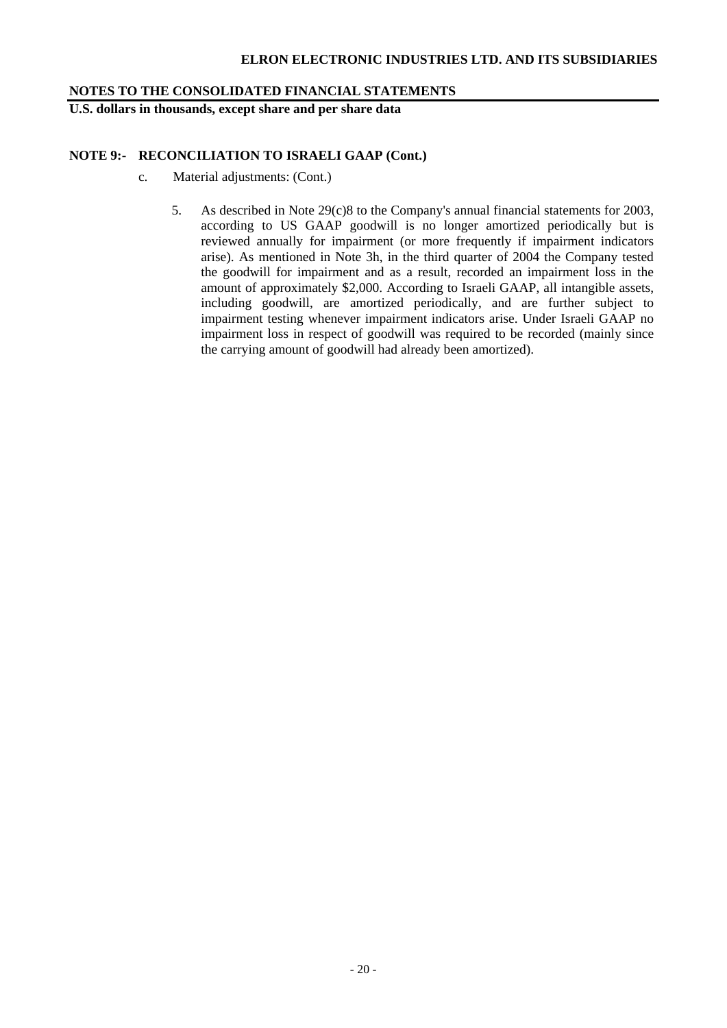# NOTES TO THE CONSOLIDATED FINANCIAL STATEMENTS

**U.S. dollars in thousands, except share and per share data**

## NOTE 9:- RECONCILIATION TO ISRAELI GAAP (Cont.)

c. Material adjustments: (Cont.)

5. As described in Note 29(c)8 to the Company's annual financial statements for 2003, according to US GAAP goodwill is no longer amortized periodically but is reviewed annually for impairment (or more frequently if impairment indicators arise). As mentioned in Note 3h, in the third quarter of 2004 the Company tested the goodwill for impairment and as a result, recorded an impairment loss in the amount of approximately $2,000. According to Israeli GAAP, all intangible assets, including goodwill, are amortized periodically, and are further subject to impairment testing whenever impairment indicators arise. Under Israeli GAAP no impairment loss in respect of goodwill was required to be recorded (mainly since the carrying amount of goodwill had already been amortized).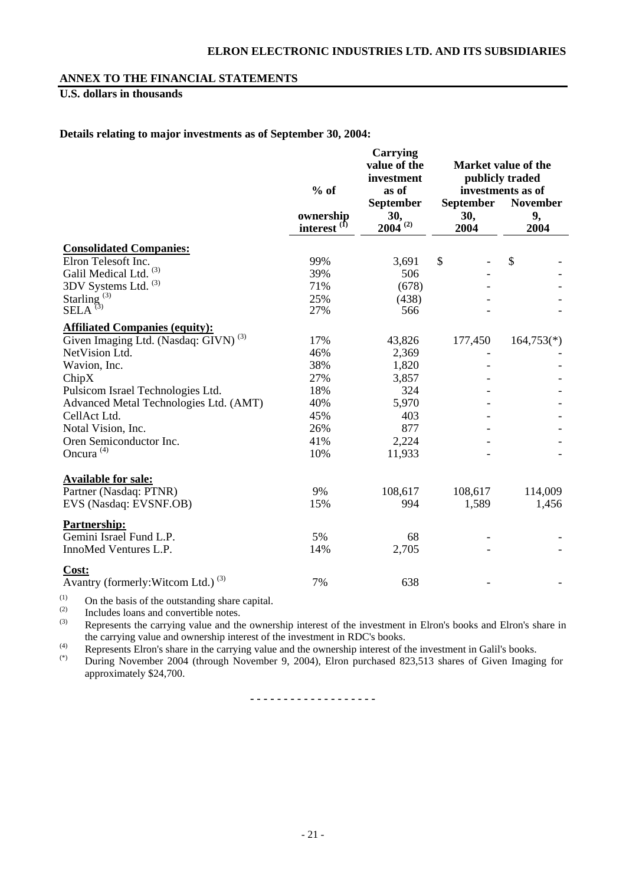**ELRON ELECTRONIC INDUSTRIES LTD. AND ITS SUBSIDIARIES**

## ANNEX TO THE FINANCIAL STATEMENTS

**U.S. dollars in thousands**

**Details relating to major investments as of September 30, 2004:**

| | % of ownership interest [(1)] | Carrying value of the investment as of September 30, 2004 [(2)] | Market value of the publicly traded investments as of | |
|---|---|---|---|---|
| | | | September 30, 2004 | November 9, 2004 |
| **Consolidated Companies:** | | | | |
| Elron Telesoft Inc. | 99% | 3,691 | $ - | $ - |
| Galil Medical Ltd. [(3)] | 39% | 506 | - | - |
| 3DV Systems Ltd. [(3)] | 71% | (678) | - | - |
| Starling [(3)] | 25% | (438) | - | - |
| SELA [(3)] | 27% | 566 | - | - |
| **Affiliated Companies (equity):** | | | | |
| Given Imaging Ltd. (Nasdaq: GIVN) [(3)] | 17% | 43,826 | 177,450 | 164,753(*) |
| NetVision Ltd. | 46% | 2,369 | - | - |
| Wavion, Inc. | 38% | 1,820 | - | - |
| ChipX | 27% | 3,857 | - | - |
| Pulsicom Israel Technologies Ltd. | 18% | 324 | - | - |
| Advanced Metal Technologies Ltd. (AMT) | 40% | 5,970 | - | - |
| CellAct Ltd. | 45% | 403 | - | - |
| Notal Vision, Inc. | 26% | 877 | - | - |
| Oren Semiconductor Inc. | 41% | 2,224 | - | - |
| Oncura [(4)] | 10% | 11,933 | - | - |
| **Available for sale:** | | | | |
| Partner (Nasdaq: PTNR) | 9% | 108,617 | 108,617 | 114,009 |
| EVS (Nasdaq: EVSNF.OB) | 15% | 994 | 1,589 | 1,456 |
| **Partnership:** | | | | |
| Gemini Israel Fund L.P. | 5% | 68 | - | - |
| InnoMed Ventures L.P. | 14% | 2,705 | - | - |
| **Cost:** | | | | |
| Avantry (formerly:Witcom Ltd.) [(3)] | 7% | 638 | - | - |

(1) On the basis of the outstanding share capital.

(2) Includes loans and convertible notes.

(3) Represents the carrying value and the ownership interest of the investment in Elron's books and Elron's share in the carrying value and ownership interest of the investment in RDC's books.

(4) Represents Elron's share in the carrying value and the ownership interest of the investment in Galil's books.

(*) During November 2004 (through November 9, 2004), Elron purchased 823,513 shares of Given Imaging for approximately $24,700.

- - - - - - - - - - - - - - - - - - -